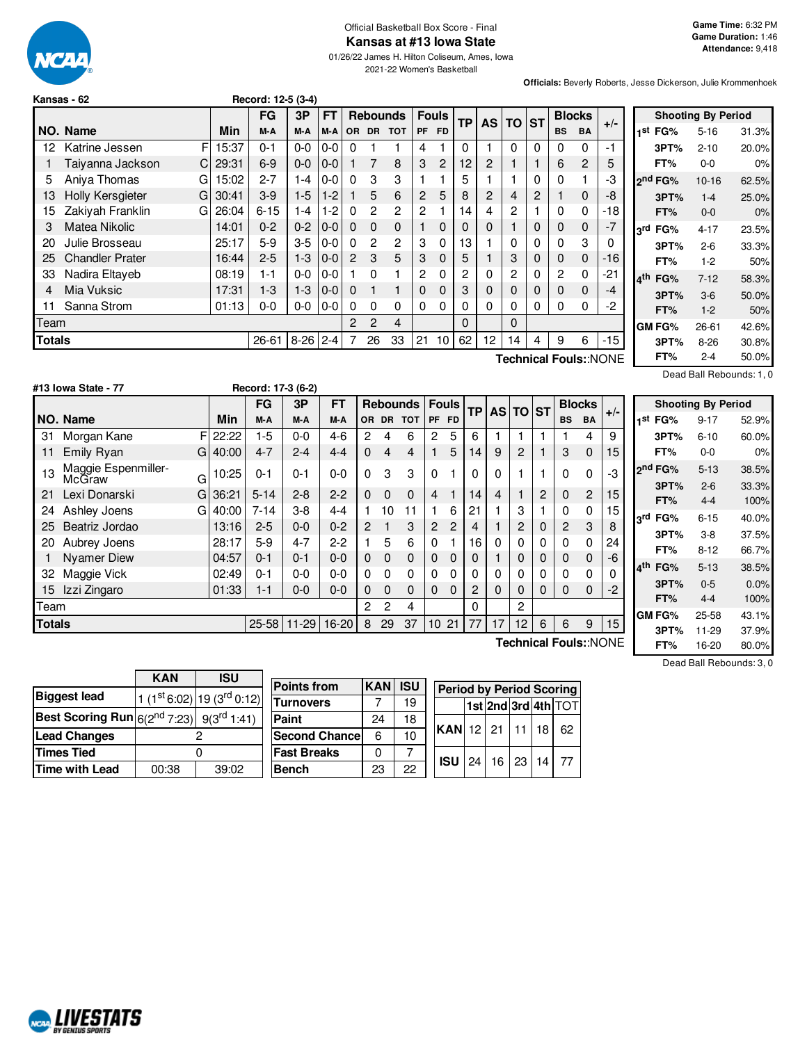Official Basketball Box Score - Final

# Kansas at #13 Iowa State

01/26/22 James H. Hilton Coliseum, Ames, Iowa

2021-22 Women's Basketball

**Game Time:** 6:32 PM
**Game Duration:** 1:46
**Attendance:** 9,418

**Officials:** Beverly Roberts, Jesse Dickerson, Julie Krommenhoek

**Kansas - 62** Record: 12-5 (3-4)

| NO. | Name | | Min | FG M-A | 3P M-A | FT M-A | OR | DR | TOT | PF | FD | TP | AS | TO | ST | BS | BA | +/- |
|---|---|---|---|---|---|---|---|---|---|---|---|---|---|---|---|---|---|---|
| 12 | Katrine Jessen | F | 15:37 | 0-1 | 0-0 | 0-0 | 0 | 1 | 1 | 4 | 1 | 0 | 1 | 0 | 0 | 0 | 0 | -1 |
| 1 | Taiyanna Jackson | C | 29:31 | 6-9 | 0-0 | 0-0 | 1 | 7 | 8 | 3 | 2 | 12 | 2 | 1 | 1 | 6 | 2 | 5 |
| 5 | Aniya Thomas | G | 15:02 | 2-7 | 1-4 | 0-0 | 0 | 3 | 3 | 1 | 1 | 5 | 1 | 1 | 0 | 0 | 1 | -3 |
| 13 | Holly Kersgieter | G | 30:41 | 3-9 | 1-5 | 1-2 | 1 | 5 | 6 | 2 | 5 | 8 | 2 | 4 | 2 | 1 | 0 | -8 |
| 15 | Zakiyah Franklin | G | 26:04 | 6-15 | 1-4 | 1-2 | 0 | 2 | 2 | 2 | 1 | 14 | 4 | 2 | 1 | 0 | 0 | -18 |
| 3 | Matea Nikolic | | 14:01 | 0-2 | 0-2 | 0-0 | 0 | 0 | 0 | 1 | 0 | 0 | 0 | 1 | 0 | 0 | 0 | -7 |
| 20 | Julie Brosseau | | 25:17 | 5-9 | 3-5 | 0-0 | 0 | 2 | 2 | 3 | 0 | 13 | 1 | 0 | 0 | 0 | 3 | 0 |
| 25 | Chandler Prater | | 16:44 | 2-5 | 1-3 | 0-0 | 2 | 3 | 5 | 3 | 0 | 5 | 1 | 3 | 0 | 0 | 0 | -16 |
| 33 | Nadira Eltayeb | | 08:19 | 1-1 | 0-0 | 0-0 | 1 | 0 | 1 | 2 | 0 | 2 | 0 | 2 | 0 | 2 | 0 | -21 |
| 4 | Mia Vuksic | | 17:31 | 1-3 | 1-3 | 0-0 | 0 | 1 | 1 | 0 | 0 | 3 | 0 | 0 | 0 | 0 | 0 | -4 |
| 11 | Sanna Strom | | 01:13 | 0-0 | 0-0 | 0-0 | 0 | 0 | 0 | 0 | 0 | 0 | 0 | 0 | 0 | 0 | 0 | -2 |
| | Team | | | | | | 2 | 2 | 4 | | | 0 | | 0 | | | | |
| | **Totals** | | | 26-61 | 8-26 | 2-4 | 7 | 26 | 33 | 21 | 10 | 62 | 12 | 14 | 4 | 9 | 6 | -15 |

**Technical Fouls:**:NONE

| Shooting By Period | | |
|---|---|---|
| 1st FG% | 5-16 | 31.3% |
| 3PT% | 2-10 | 20.0% |
| FT% | 0-0 | 0% |
| 2nd FG% | 10-16 | 62.5% |
| 3PT% | 1-4 | 25.0% |
| FT% | 0-0 | 0% |
| 3rd FG% | 4-17 | 23.5% |
| 3PT% | 2-6 | 33.3% |
| FT% | 1-2 | 50% |
| 4th FG% | 7-12 | 58.3% |
| 3PT% | 3-6 | 50.0% |
| FT% | 1-2 | 50% |
| GM FG% | 26-61 | 42.6% |
| 3PT% | 8-26 | 30.8% |
| FT% | 2-4 | 50.0% |

Dead Ball Rebounds: 1, 0

**#13 Iowa State - 77** Record: 17-3 (6-2)

| NO. | Name | | Min | FG M-A | 3P M-A | FT M-A | OR | DR | TOT | PF | FD | TP | AS | TO | ST | BS | BA | +/- |
|---|---|---|---|---|---|---|---|---|---|---|---|---|---|---|---|---|---|---|
| 31 | Morgan Kane | F | 22:22 | 1-5 | 0-0 | 4-6 | 2 | 4 | 6 | 2 | 5 | 6 | 1 | 1 | 1 | 1 | 4 | 9 |
| 11 | Emily Ryan | G | 40:00 | 4-7 | 2-4 | 4-4 | 0 | 4 | 4 | 1 | 5 | 14 | 9 | 2 | 1 | 3 | 0 | 15 |
| 13 | Maggie Espenmiller-McGraw | G | 10:25 | 0-1 | 0-1 | 0-0 | 0 | 3 | 3 | 0 | 1 | 0 | 0 | 1 | 1 | 0 | 0 | -3 |
| 21 | Lexi Donarski | G | 36:21 | 5-14 | 2-8 | 2-2 | 0 | 0 | 0 | 4 | 1 | 14 | 4 | 1 | 2 | 0 | 2 | 15 |
| 24 | Ashley Joens | G | 40:00 | 7-14 | 3-8 | 4-4 | 1 | 10 | 11 | 1 | 6 | 21 | 1 | 3 | 1 | 0 | 0 | 15 |
| 25 | Beatriz Jordao | | 13:16 | 2-5 | 0-0 | 0-2 | 2 | 1 | 3 | 2 | 2 | 4 | 1 | 2 | 0 | 2 | 3 | 8 |
| 20 | Aubrey Joens | | 28:17 | 5-9 | 4-7 | 2-2 | 1 | 5 | 6 | 0 | 1 | 16 | 0 | 0 | 0 | 0 | 0 | 24 |
| 1 | Nyamer Diew | | 04:57 | 0-1 | 0-1 | 0-0 | 0 | 0 | 0 | 0 | 0 | 0 | 1 | 0 | 0 | 0 | 0 | -6 |
| 32 | Maggie Vick | | 02:49 | 0-1 | 0-0 | 0-0 | 0 | 0 | 0 | 0 | 0 | 0 | 0 | 0 | 0 | 0 | 0 | 0 |
| 15 | Izzi Zingaro | | 01:33 | 1-1 | 0-0 | 0-0 | 0 | 0 | 0 | 0 | 0 | 2 | 0 | 0 | 0 | 0 | 0 | -2 |
| | Team | | | | | | 2 | 2 | 4 | | | 0 | | 2 | | | | |
| | **Totals** | | | 25-58 | 11-29 | 16-20 | 8 | 29 | 37 | 10 | 21 | 77 | 17 | 12 | 6 | 6 | 9 | 15 |

**Technical Fouls:**:NONE

| Shooting By Period | | |
|---|---|---|
| 1st FG% | 9-17 | 52.9% |
| 3PT% | 6-10 | 60.0% |
| FT% | 0-0 | 0% |
| 2nd FG% | 5-13 | 38.5% |
| 3PT% | 2-6 | 33.3% |
| FT% | 4-4 | 100% |
| 3rd FG% | 6-15 | 40.0% |
| 3PT% | 3-8 | 37.5% |
| FT% | 8-12 | 66.7% |
| 4th FG% | 5-13 | 38.5% |
| 3PT% | 0-5 | 0.0% |
| FT% | 4-4 | 100% |
| GM FG% | 25-58 | 43.1% |
| 3PT% | 11-29 | 37.9% |
| FT% | 16-20 | 80.0% |

Dead Ball Rebounds: 3, 0

| | KAN | ISU |
|---|---|---|
| Biggest lead | 1 (1st 6:02) | 19 (3rd 0:12) |
| Best Scoring Run | 6(2nd 7:23) | 9(3rd 1:41) |
| Lead Changes | 2 | |
| Times Tied | 0 | |
| Time with Lead | 00:38 | 39:02 |

| Points from | KAN | ISU |
|---|---|---|
| Turnovers | 7 | 19 |
| Paint | 24 | 18 |
| Second Chance | 6 | 10 |
| Fast Breaks | 0 | 7 |
| Bench | 23 | 22 |

| Period by Period Scoring | 1st | 2nd | 3rd | 4th | TOT |
|---|---|---|---|---|---|
| KAN | 12 | 21 | 11 | 18 | 62 |
| ISU | 24 | 16 | 23 | 14 | 77 |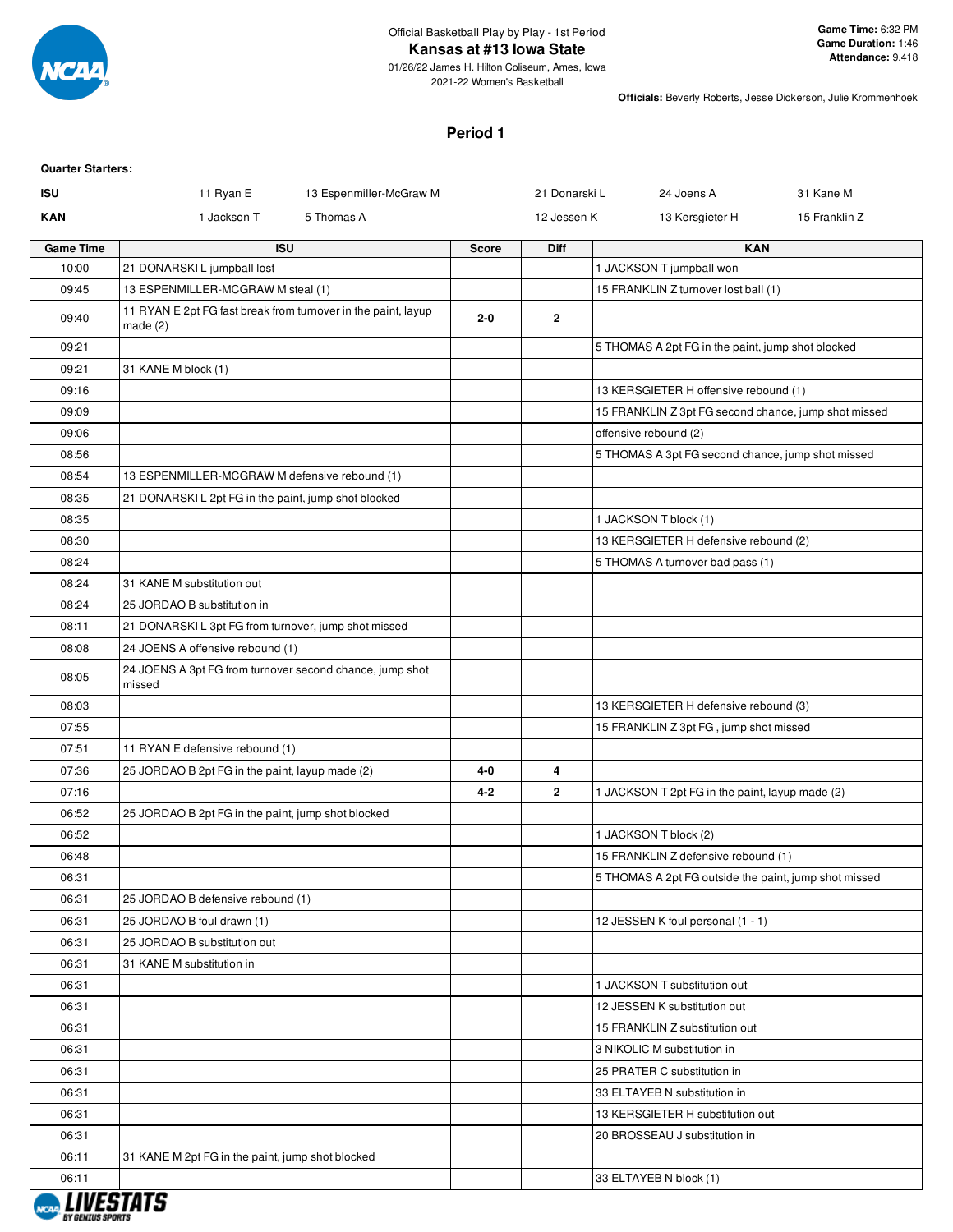Official Basketball Play by Play - 1st Period

# Kansas at #13 Iowa State

01/26/22 James H. Hilton Coliseum, Ames, Iowa
2021-22 Women's Basketball

**Game Time:** 6:32 PM
**Game Duration:** 1:46
**Attendance:** 9,418

**Officials:** Beverly Roberts, Jesse Dickerson, Julie Krommenhoek

## Period 1

**Quarter Starters:**

| | | | | | |
|---|---|---|---|---|---|
| **ISU** | 11 Ryan E | 13 Espenmiller-McGraw M | 21 Donarski L | 24 Joens A | 31 Kane M |
| **KAN** | 1 Jackson T | 5 Thomas A | 12 Jessen K | 13 Kersgieter H | 15 Franklin Z |

| Game Time | ISU | Score | Diff | KAN |
|---|---|---|---|---|
| 10:00 | 21 DONARSKI L jumpball lost | | | 1 JACKSON T jumpball won |
| 09:45 | 13 ESPENMILLER-MCGRAW M steal (1) | | | 15 FRANKLIN Z turnover lost ball (1) |
| 09:40 | 11 RYAN E 2pt FG fast break from turnover in the paint, layup made (2) | 2-0 | 2 | |
| 09:21 | | | | 5 THOMAS A 2pt FG in the paint, jump shot blocked |
| 09:21 | 31 KANE M block (1) | | | |
| 09:16 | | | | 13 KERSGIETER H offensive rebound (1) |
| 09:09 | | | | 15 FRANKLIN Z 3pt FG second chance, jump shot missed |
| 09:06 | | | | offensive rebound (2) |
| 08:56 | | | | 5 THOMAS A 3pt FG second chance, jump shot missed |
| 08:54 | 13 ESPENMILLER-MCGRAW M defensive rebound (1) | | | |
| 08:35 | 21 DONARSKI L 2pt FG in the paint, jump shot blocked | | | |
| 08:35 | | | | 1 JACKSON T block (1) |
| 08:30 | | | | 13 KERSGIETER H defensive rebound (2) |
| 08:24 | | | | 5 THOMAS A turnover bad pass (1) |
| 08:24 | 31 KANE M substitution out | | | |
| 08:24 | 25 JORDAO B substitution in | | | |
| 08:11 | 21 DONARSKI L 3pt FG from turnover, jump shot missed | | | |
| 08:08 | 24 JOENS A offensive rebound (1) | | | |
| 08:05 | 24 JOENS A 3pt FG from turnover second chance, jump shot missed | | | |
| 08:03 | | | | 13 KERSGIETER H defensive rebound (3) |
| 07:55 | | | | 15 FRANKLIN Z 3pt FG , jump shot missed |
| 07:51 | 11 RYAN E defensive rebound (1) | | | |
| 07:36 | 25 JORDAO B 2pt FG in the paint, layup made (2) | 4-0 | 4 | |
| 07:16 | | 4-2 | 2 | 1 JACKSON T 2pt FG in the paint, layup made (2) |
| 06:52 | 25 JORDAO B 2pt FG in the paint, jump shot blocked | | | |
| 06:52 | | | | 1 JACKSON T block (2) |
| 06:48 | | | | 15 FRANKLIN Z defensive rebound (1) |
| 06:31 | | | | 5 THOMAS A 2pt FG outside the paint, jump shot missed |
| 06:31 | 25 JORDAO B defensive rebound (1) | | | |
| 06:31 | 25 JORDAO B foul drawn (1) | | | 12 JESSEN K foul personal (1 - 1) |
| 06:31 | 25 JORDAO B substitution out | | | |
| 06:31 | 31 KANE M substitution in | | | |
| 06:31 | | | | 1 JACKSON T substitution out |
| 06:31 | | | | 12 JESSEN K substitution out |
| 06:31 | | | | 15 FRANKLIN Z substitution out |
| 06:31 | | | | 3 NIKOLIC M substitution in |
| 06:31 | | | | 25 PRATER C substitution in |
| 06:31 | | | | 33 ELTAYEB N substitution in |
| 06:31 | | | | 13 KERSGIETER H substitution out |
| 06:31 | | | | 20 BROSSEAU J substitution in |
| 06:11 | 31 KANE M 2pt FG in the paint, jump shot blocked | | | |
| 06:11 | | | | 33 ELTAYEB N block (1) |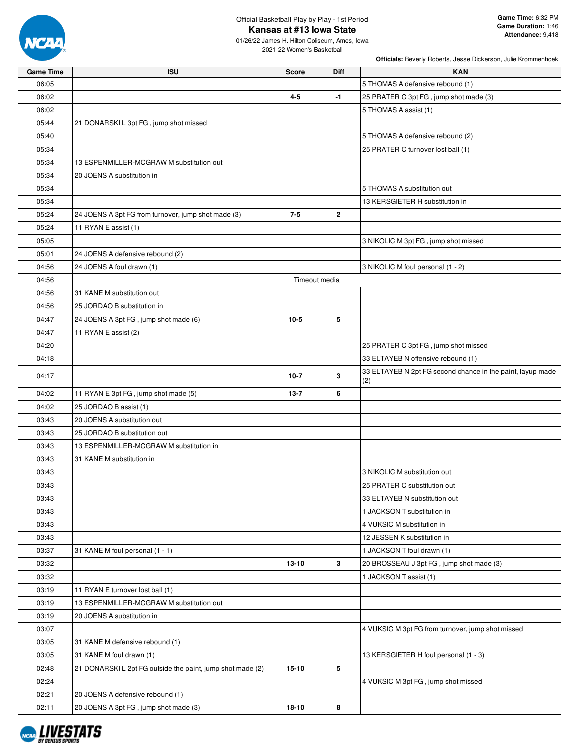Official Basketball Play by Play - 1st Period

# Kansas at #13 Iowa State

01/26/22 James H. Hilton Coliseum, Ames, Iowa

2021-22 Women's Basketball

**Game Time:** 6:32 PM
**Game Duration:** 1:46
**Attendance:** 9,418

**Officials:** Beverly Roberts, Jesse Dickerson, Julie Krommenhoek

| Game Time | ISU | Score | Diff | KAN |
|---|---|---|---|---|
| 06:05 | | | | 5 THOMAS A defensive rebound (1) |
| 06:02 | | 4-5 | -1 | 25 PRATER C 3pt FG , jump shot made (3) |
| 06:02 | | | | 5 THOMAS A assist (1) |
| 05:44 | 21 DONARSKI L 3pt FG , jump shot missed | | | |
| 05:40 | | | | 5 THOMAS A defensive rebound (2) |
| 05:34 | | | | 25 PRATER C turnover lost ball (1) |
| 05:34 | 13 ESPENMILLER-MCGRAW M substitution out | | | |
| 05:34 | 20 JOENS A substitution in | | | |
| 05:34 | | | | 5 THOMAS A substitution out |
| 05:34 | | | | 13 KERSGIETER H substitution in |
| 05:24 | 24 JOENS A 3pt FG from turnover, jump shot made (3) | 7-5 | 2 | |
| 05:24 | 11 RYAN E assist (1) | | | |
| 05:05 | | | | 3 NIKOLIC M 3pt FG , jump shot missed |
| 05:01 | 24 JOENS A defensive rebound (2) | | | |
| 04:56 | 24 JOENS A foul drawn (1) | | | 3 NIKOLIC M foul personal (1 - 2) |
| 04:56 | Timeout media | | | |
| 04:56 | 31 KANE M substitution out | | | |
| 04:56 | 25 JORDAO B substitution in | | | |
| 04:47 | 24 JOENS A 3pt FG , jump shot made (6) | 10-5 | 5 | |
| 04:47 | 11 RYAN E assist (2) | | | |
| 04:20 | | | | 25 PRATER C 3pt FG , jump shot missed |
| 04:18 | | | | 33 ELTAYEB N offensive rebound (1) |
| 04:17 | | 10-7 | 3 | 33 ELTAYEB N 2pt FG second chance in the paint, layup made (2) |
| 04:02 | 11 RYAN E 3pt FG , jump shot made (5) | 13-7 | 6 | |
| 04:02 | 25 JORDAO B assist (1) | | | |
| 03:43 | 20 JOENS A substitution out | | | |
| 03:43 | 25 JORDAO B substitution out | | | |
| 03:43 | 13 ESPENMILLER-MCGRAW M substitution in | | | |
| 03:43 | 31 KANE M substitution in | | | |
| 03:43 | | | | 3 NIKOLIC M substitution out |
| 03:43 | | | | 25 PRATER C substitution out |
| 03:43 | | | | 33 ELTAYEB N substitution out |
| 03:43 | | | | 1 JACKSON T substitution in |
| 03:43 | | | | 4 VUKSIC M substitution in |
| 03:43 | | | | 12 JESSEN K substitution in |
| 03:37 | 31 KANE M foul personal (1 - 1) | | | 1 JACKSON T foul drawn (1) |
| 03:32 | | 13-10 | 3 | 20 BROSSEAU J 3pt FG , jump shot made (3) |
| 03:32 | | | | 1 JACKSON T assist (1) |
| 03:19 | 11 RYAN E turnover lost ball (1) | | | |
| 03:19 | 13 ESPENMILLER-MCGRAW M substitution out | | | |
| 03:19 | 20 JOENS A substitution in | | | |
| 03:07 | | | | 4 VUKSIC M 3pt FG from turnover, jump shot missed |
| 03:05 | 31 KANE M defensive rebound (1) | | | |
| 03:05 | 31 KANE M foul drawn (1) | | | 13 KERSGIETER H foul personal (1 - 3) |
| 02:48 | 21 DONARSKI L 2pt FG outside the paint, jump shot made (2) | 15-10 | 5 | |
| 02:24 | | | | 4 VUKSIC M 3pt FG , jump shot missed |
| 02:21 | 20 JOENS A defensive rebound (1) | | | |
| 02:11 | 20 JOENS A 3pt FG , jump shot made (3) | 18-10 | 8 | |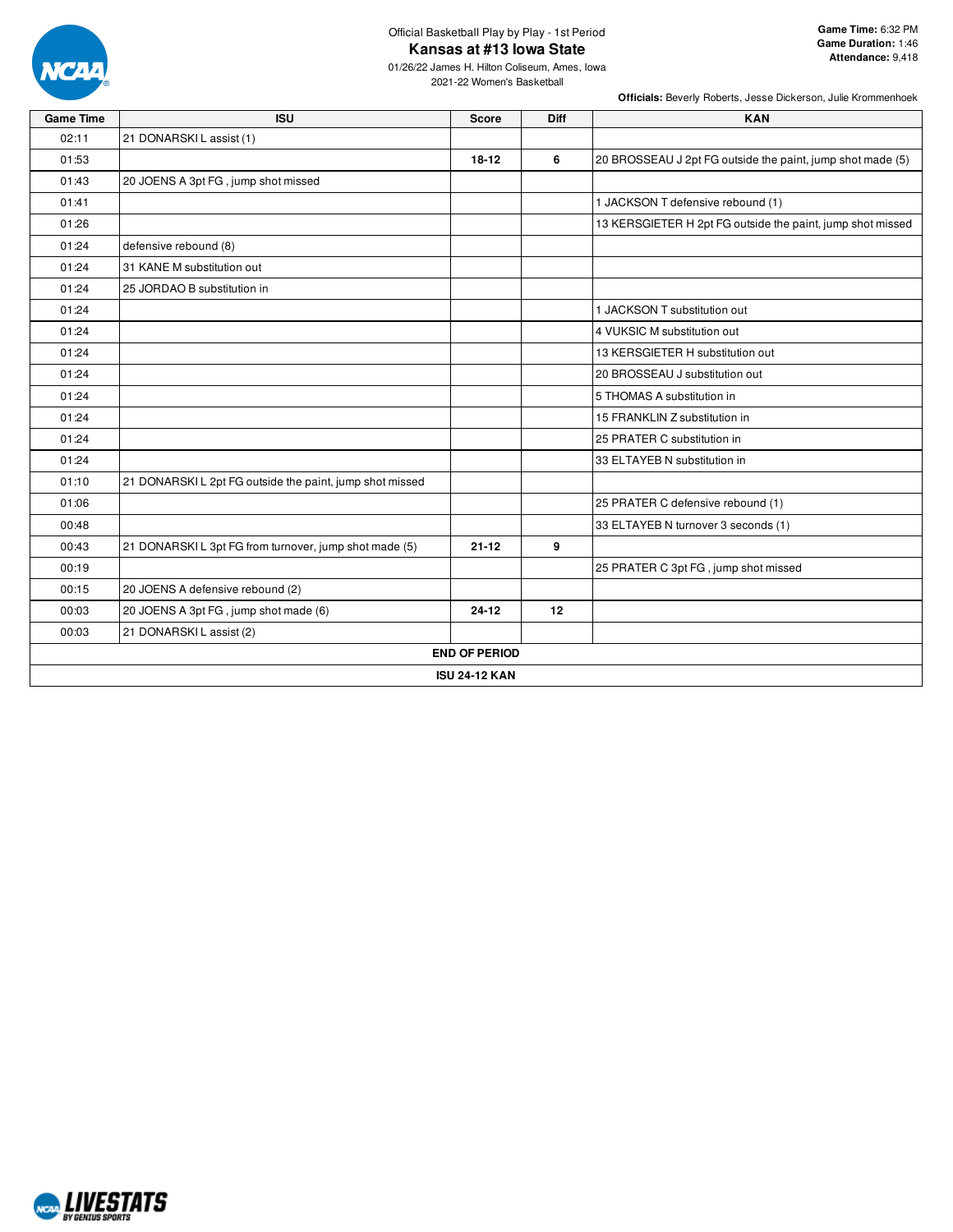Official Basketball Play by Play - 1st Period

# Kansas at #13 Iowa State

01/26/22 James H. Hilton Coliseum, Ames, Iowa
2021-22 Women's Basketball

**Game Time:** 6:32 PM
**Game Duration:** 1:46
**Attendance:** 9,418

**Officials:** Beverly Roberts, Jesse Dickerson, Julie Krommenhoek

| Game Time | ISU | Score | Diff | KAN |
|---|---|---|---|---|
| 02:11 | 21 DONARSKI L assist (1) | | | |
| 01:53 | | **18-12** | **6** | 20 BROSSEAU J 2pt FG outside the paint, jump shot made (5) |
| 01:43 | 20 JOENS A 3pt FG , jump shot missed | | | |
| 01:41 | | | | 1 JACKSON T defensive rebound (1) |
| 01:26 | | | | 13 KERSGIETER H 2pt FG outside the paint, jump shot missed |
| 01:24 | defensive rebound (8) | | | |
| 01:24 | 31 KANE M substitution out | | | |
| 01:24 | 25 JORDAO B substitution in | | | |
| 01:24 | | | | 1 JACKSON T substitution out |
| 01:24 | | | | 4 VUKSIC M substitution out |
| 01:24 | | | | 13 KERSGIETER H substitution out |
| 01:24 | | | | 20 BROSSEAU J substitution out |
| 01:24 | | | | 5 THOMAS A substitution in |
| 01:24 | | | | 15 FRANKLIN Z substitution in |
| 01:24 | | | | 25 PRATER C substitution in |
| 01:24 | | | | 33 ELTAYEB N substitution in |
| 01:10 | 21 DONARSKI L 2pt FG outside the paint, jump shot missed | | | |
| 01:06 | | | | 25 PRATER C defensive rebound (1) |
| 00:48 | | | | 33 ELTAYEB N turnover 3 seconds (1) |
| 00:43 | 21 DONARSKI L 3pt FG from turnover, jump shot made (5) | **21-12** | **9** | |
| 00:19 | | | | 25 PRATER C 3pt FG , jump shot missed |
| 00:15 | 20 JOENS A defensive rebound (2) | | | |
| 00:03 | 20 JOENS A 3pt FG , jump shot made (6) | **24-12** | **12** | |
| 00:03 | 21 DONARSKI L assist (2) | | | |

**END OF PERIOD**

**ISU 24-12 KAN**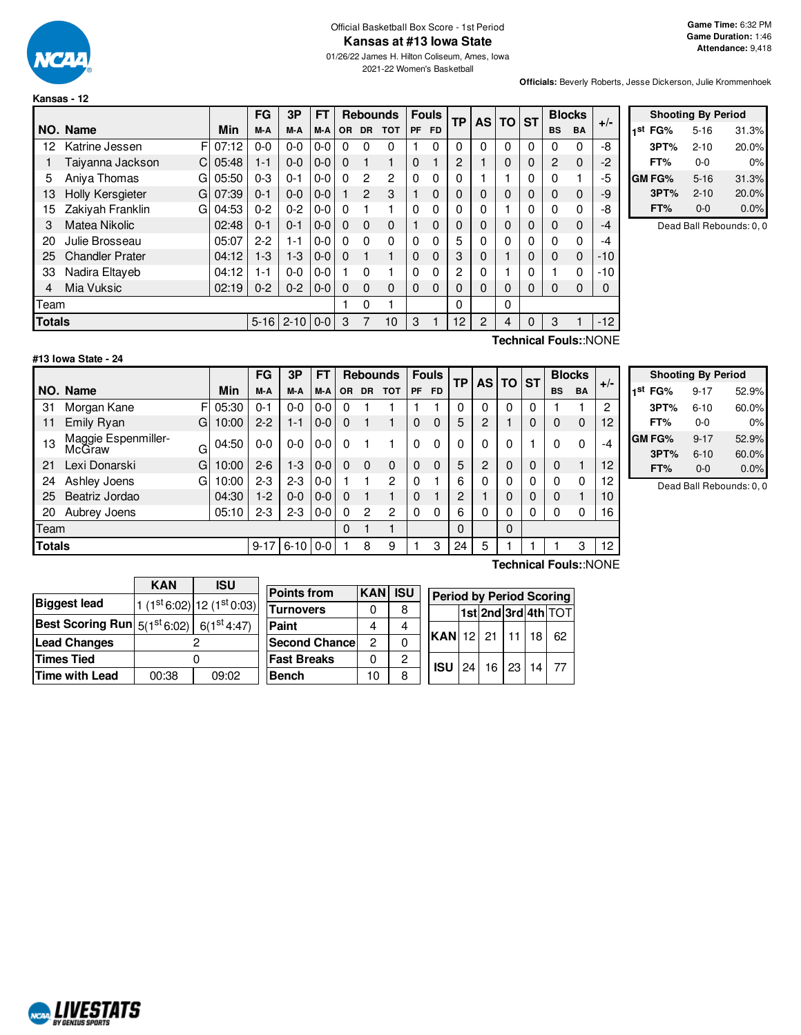Official Basketball Box Score - 1st Period

# Kansas at #13 Iowa State

01/26/22 James H. Hilton Coliseum, Ames, Iowa

2021-22 Women's Basketball

**Game Time:** 6:32 PM
**Game Duration:** 1:46
**Attendance:** 9,418

**Officials:** Beverly Roberts, Jesse Dickerson, Julie Krommenhoek

### Kansas - 12

| NO. | Name | | Min | FG M-A | 3P M-A | FT M-A | Rebounds OR | DR | TOT | Fouls PF | FD | TP | AS | TO | ST | Blocks BS | BA | +/- |
|---|---|---|---|---|---|---|---|---|---|---|---|---|---|---|---|---|---|---|
| 12 | Katrine Jessen | F | 07:12 | 0-0 | 0-0 | 0-0 | 0 | 0 | 0 | 1 | 0 | 0 | 0 | 0 | 0 | 0 | 0 | -8 |
| 1 | Taiyanna Jackson | C | 05:48 | 1-1 | 0-0 | 0-0 | 0 | 1 | 1 | 0 | 1 | 2 | 1 | 0 | 0 | 2 | 0 | -2 |
| 5 | Aniya Thomas | G | 05:50 | 0-3 | 0-1 | 0-0 | 0 | 2 | 2 | 0 | 0 | 0 | 1 | 1 | 0 | 0 | 1 | -5 |
| 13 | Holly Kersgieter | G | 07:39 | 0-1 | 0-0 | 0-0 | 1 | 2 | 3 | 1 | 0 | 0 | 0 | 0 | 0 | 0 | 0 | -9 |
| 15 | Zakiyah Franklin | G | 04:53 | 0-2 | 0-2 | 0-0 | 0 | 1 | 1 | 0 | 0 | 0 | 0 | 1 | 0 | 0 | 0 | -8 |
| 3 | Matea Nikolic | | 02:48 | 0-1 | 0-1 | 0-0 | 0 | 0 | 0 | 1 | 0 | 0 | 0 | 0 | 0 | 0 | 0 | -4 |
| 20 | Julie Brosseau | | 05:07 | 2-2 | 1-1 | 0-0 | 0 | 0 | 0 | 0 | 0 | 5 | 0 | 0 | 0 | 0 | 0 | -4 |
| 25 | Chandler Prater | | 04:12 | 1-3 | 1-3 | 0-0 | 0 | 1 | 1 | 0 | 0 | 3 | 0 | 1 | 0 | 0 | 0 | -10 |
| 33 | Nadira Eltayeb | | 04:12 | 1-1 | 0-0 | 0-0 | 1 | 0 | 1 | 0 | 0 | 2 | 0 | 1 | 0 | 1 | 0 | -10 |
| 4 | Mia Vuksic | | 02:19 | 0-2 | 0-2 | 0-0 | 0 | 0 | 0 | 0 | 0 | 0 | 0 | 0 | 0 | 0 | 0 | 0 |
| Team | | | | | | | 1 | 0 | 1 | | | 0 | | 0 | | | | |
| **Totals** | | | | 5-16 | 2-10 | 0-0 | 3 | 7 | 10 | 3 | 1 | 12 | 2 | 4 | 0 | 3 | 1 | -12 |

**Technical Fouls:**:NONE

| Shooting By Period | | |
|---|---|---|
| 1st FG% | 5-16 | 31.3% |
| 3PT% | 2-10 | 20.0% |
| FT% | 0-0 | 0% |
| GM FG% | 5-16 | 31.3% |
| 3PT% | 2-10 | 20.0% |
| FT% | 0-0 | 0.0% |

Dead Ball Rebounds: 0, 0

### #13 Iowa State - 24

| NO. | Name | | Min | FG M-A | 3P M-A | FT M-A | Rebounds OR | DR | TOT | Fouls PF | FD | TP | AS | TO | ST | Blocks BS | BA | +/- |
|---|---|---|---|---|---|---|---|---|---|---|---|---|---|---|---|---|---|---|
| 31 | Morgan Kane | F | 05:30 | 0-1 | 0-0 | 0-0 | 0 | 1 | 1 | 1 | 1 | 0 | 0 | 0 | 0 | 1 | 1 | 2 |
| 11 | Emily Ryan | G | 10:00 | 2-2 | 1-1 | 0-0 | 0 | 1 | 1 | 0 | 0 | 5 | 2 | 1 | 0 | 0 | 0 | 12 |
| 13 | Maggie Espenmiller-McGraw | G | 04:50 | 0-0 | 0-0 | 0-0 | 0 | 1 | 1 | 0 | 0 | 0 | 0 | 0 | 1 | 0 | 0 | -4 |
| 21 | Lexi Donarski | G | 10:00 | 2-6 | 1-3 | 0-0 | 0 | 0 | 0 | 0 | 0 | 5 | 2 | 0 | 0 | 0 | 1 | 12 |
| 24 | Ashley Joens | G | 10:00 | 2-3 | 2-3 | 0-0 | 1 | 1 | 2 | 0 | 1 | 6 | 0 | 0 | 0 | 0 | 0 | 12 |
| 25 | Beatriz Jordao | | 04:30 | 1-2 | 0-0 | 0-0 | 0 | 1 | 1 | 0 | 1 | 2 | 1 | 0 | 0 | 0 | 1 | 10 |
| 20 | Aubrey Joens | | 05:10 | 2-3 | 2-3 | 0-0 | 0 | 2 | 2 | 0 | 0 | 6 | 0 | 0 | 0 | 0 | 0 | 16 |
| Team | | | | | | | 0 | 1 | 1 | | | 0 | | 0 | | | | |
| **Totals** | | | | 9-17 | 6-10 | 0-0 | 1 | 8 | 9 | 1 | 3 | 24 | 5 | 1 | 1 | 1 | 3 | 12 |

**Technical Fouls:**:NONE

| Shooting By Period | | |
|---|---|---|
| 1st FG% | 9-17 | 52.9% |
| 3PT% | 6-10 | 60.0% |
| FT% | 0-0 | 0% |
| GM FG% | 9-17 | 52.9% |
| 3PT% | 6-10 | 60.0% |
| FT% | 0-0 | 0.0% |

Dead Ball Rebounds: 0, 0

| | KAN | ISU |
|---|---|---|
| **Biggest lead** | 1 (1st 6:02) | 12 (1st 0:03) |
| **Best Scoring Run** | 5(1st 6:02) | 6(1st 4:47) |
| **Lead Changes** | 2 | |
| **Times Tied** | 0 | |
| **Time with Lead** | 00:38 | 09:02 |

| Points from | KAN | ISU |
|---|---|---|
| Turnovers | 0 | 8 |
| Paint | 4 | 4 |
| Second Chance | 2 | 0 |
| Fast Breaks | 0 | 2 |
| Bench | 10 | 8 |

| Period by Period Scoring | 1st | 2nd | 3rd | 4th | TOT |
|---|---|---|---|---|---|
| KAN | 12 | 21 | 11 | 18 | 62 |
| ISU | 24 | 16 | 23 | 14 | 77 |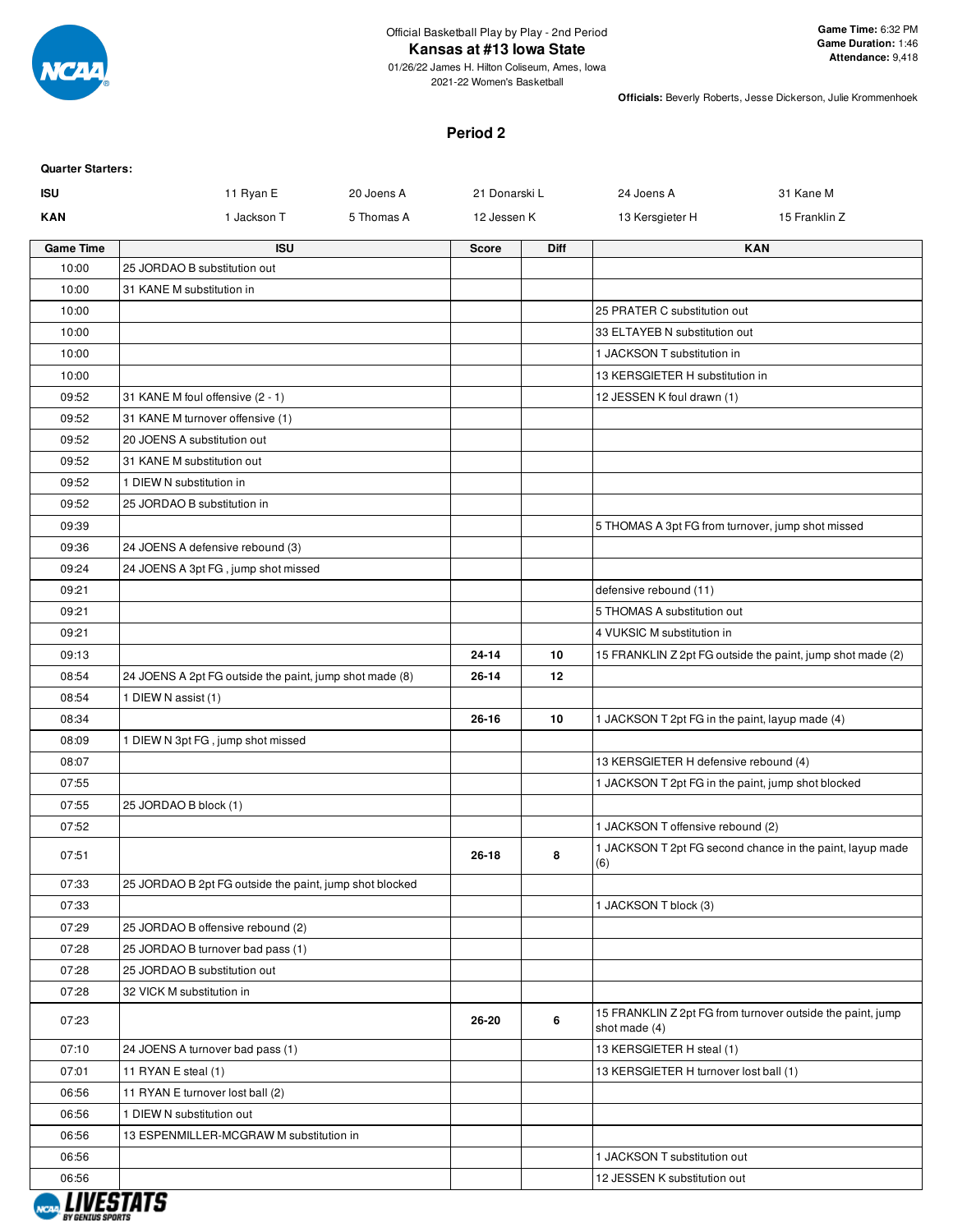Official Basketball Play by Play - 2nd Period

# Kansas at #13 Iowa State

01/26/22 James H. Hilton Coliseum, Ames, Iowa
2021-22 Women's Basketball

**Game Time:** 6:32 PM
**Game Duration:** 1:46
**Attendance:** 9,418

**Officials:** Beverly Roberts, Jesse Dickerson, Julie Krommenhoek

## Period 2

**Quarter Starters:**

| | | | | | |
|---|---|---|---|---|---|
| **ISU** | 11 Ryan E | 20 Joens A | 21 Donarski L | 24 Joens A | 31 Kane M |
| **KAN** | 1 Jackson T | 5 Thomas A | 12 Jessen K | 13 Kersgieter H | 15 Franklin Z |

| Game Time | ISU | Score | Diff | KAN |
|---|---|---|---|---|
| 10:00 | 25 JORDAO B substitution out | | | |
| 10:00 | 31 KANE M substitution in | | | |
| 10:00 | | | | 25 PRATER C substitution out |
| 10:00 | | | | 33 ELTAYEB N substitution out |
| 10:00 | | | | 1 JACKSON T substitution in |
| 10:00 | | | | 13 KERSGIETER H substitution in |
| 09:52 | 31 KANE M foul offensive (2 - 1) | | | 12 JESSEN K foul drawn (1) |
| 09:52 | 31 KANE M turnover offensive (1) | | | |
| 09:52 | 20 JOENS A substitution out | | | |
| 09:52 | 31 KANE M substitution out | | | |
| 09:52 | 1 DIEW N substitution in | | | |
| 09:52 | 25 JORDAO B substitution in | | | |
| 09:39 | | | | 5 THOMAS A 3pt FG from turnover, jump shot missed |
| 09:36 | 24 JOENS A defensive rebound (3) | | | |
| 09:24 | 24 JOENS A 3pt FG , jump shot missed | | | |
| 09:21 | | | | defensive rebound (11) |
| 09:21 | | | | 5 THOMAS A substitution out |
| 09:21 | | | | 4 VUKSIC M substitution in |
| 09:13 | | 24-14 | 10 | 15 FRANKLIN Z 2pt FG outside the paint, jump shot made (2) |
| 08:54 | 24 JOENS A 2pt FG outside the paint, jump shot made (8) | 26-14 | 12 | |
| 08:54 | 1 DIEW N assist (1) | | | |
| 08:34 | | 26-16 | 10 | 1 JACKSON T 2pt FG in the paint, layup made (4) |
| 08:09 | 1 DIEW N 3pt FG , jump shot missed | | | |
| 08:07 | | | | 13 KERSGIETER H defensive rebound (4) |
| 07:55 | | | | 1 JACKSON T 2pt FG in the paint, jump shot blocked |
| 07:55 | 25 JORDAO B block (1) | | | |
| 07:52 | | | | 1 JACKSON T offensive rebound (2) |
| 07:51 | | 26-18 | 8 | 1 JACKSON T 2pt FG second chance in the paint, layup made (6) |
| 07:33 | 25 JORDAO B 2pt FG outside the paint, jump shot blocked | | | |
| 07:33 | | | | 1 JACKSON T block (3) |
| 07:29 | 25 JORDAO B offensive rebound (2) | | | |
| 07:28 | 25 JORDAO B turnover bad pass (1) | | | |
| 07:28 | 25 JORDAO B substitution out | | | |
| 07:28 | 32 VICK M substitution in | | | |
| 07:23 | | 26-20 | 6 | 15 FRANKLIN Z 2pt FG from turnover outside the paint, jump shot made (4) |
| 07:10 | 24 JOENS A turnover bad pass (1) | | | 13 KERSGIETER H steal (1) |
| 07:01 | 11 RYAN E steal (1) | | | 13 KERSGIETER H turnover lost ball (1) |
| 06:56 | 11 RYAN E turnover lost ball (2) | | | |
| 06:56 | 1 DIEW N substitution out | | | |
| 06:56 | 13 ESPENMILLER-MCGRAW M substitution in | | | |
| 06:56 | | | | 1 JACKSON T substitution out |
| 06:56 | | | | 12 JESSEN K substitution out |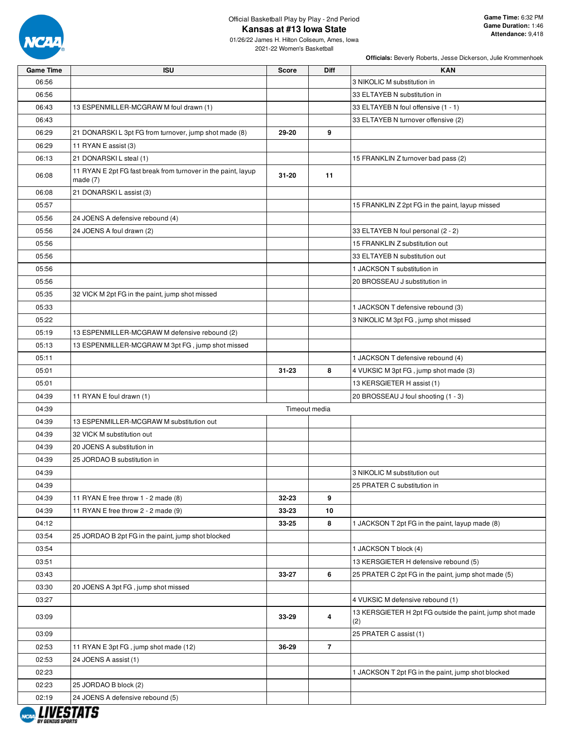Official Basketball Play by Play - 2nd Period

# Kansas at #13 Iowa State

01/26/22 James H. Hilton Coliseum, Ames, Iowa

2021-22 Women's Basketball

**Game Time:** 6:32 PM
**Game Duration:** 1:46
**Attendance:** 9,418

**Officials:** Beverly Roberts, Jesse Dickerson, Julie Krommenhoek

| Game Time | ISU | Score | Diff | KAN |
|---|---|---|---|---|
| 06:56 | | | | 3 NIKOLIC M substitution in |
| 06:56 | | | | 33 ELTAYEB N substitution in |
| 06:43 | 13 ESPENMILLER-MCGRAW M foul drawn (1) | | | 33 ELTAYEB N foul offensive (1 - 1) |
| 06:43 | | | | 33 ELTAYEB N turnover offensive (2) |
| 06:29 | 21 DONARSKI L 3pt FG from turnover, jump shot made (8) | 29-20 | 9 | |
| 06:29 | 11 RYAN E assist (3) | | | |
| 06:13 | 21 DONARSKI L steal (1) | | | 15 FRANKLIN Z turnover bad pass (2) |
| 06:08 | 11 RYAN E 2pt FG fast break from turnover in the paint, layup made (7) | 31-20 | 11 | |
| 06:08 | 21 DONARSKI L assist (3) | | | |
| 05:57 | | | | 15 FRANKLIN Z 2pt FG in the paint, layup missed |
| 05:56 | 24 JOENS A defensive rebound (4) | | | |
| 05:56 | 24 JOENS A foul drawn (2) | | | 33 ELTAYEB N foul personal (2 - 2) |
| 05:56 | | | | 15 FRANKLIN Z substitution out |
| 05:56 | | | | 33 ELTAYEB N substitution out |
| 05:56 | | | | 1 JACKSON T substitution in |
| 05:56 | | | | 20 BROSSEAU J substitution in |
| 05:35 | 32 VICK M 2pt FG in the paint, jump shot missed | | | |
| 05:33 | | | | 1 JACKSON T defensive rebound (3) |
| 05:22 | | | | 3 NIKOLIC M 3pt FG , jump shot missed |
| 05:19 | 13 ESPENMILLER-MCGRAW M defensive rebound (2) | | | |
| 05:13 | 13 ESPENMILLER-MCGRAW M 3pt FG , jump shot missed | | | |
| 05:11 | | | | 1 JACKSON T defensive rebound (4) |
| 05:01 | | 31-23 | 8 | 4 VUKSIC M 3pt FG , jump shot made (3) |
| 05:01 | | | | 13 KERSGIETER H assist (1) |
| 04:39 | 11 RYAN E foul drawn (1) | | | 20 BROSSEAU J foul shooting (1 - 3) |
| 04:39 | | Timeout media | | |
| 04:39 | 13 ESPENMILLER-MCGRAW M substitution out | | | |
| 04:39 | 32 VICK M substitution out | | | |
| 04:39 | 20 JOENS A substitution in | | | |
| 04:39 | 25 JORDAO B substitution in | | | |
| 04:39 | | | | 3 NIKOLIC M substitution out |
| 04:39 | | | | 25 PRATER C substitution in |
| 04:39 | 11 RYAN E free throw 1 - 2 made (8) | 32-23 | 9 | |
| 04:39 | 11 RYAN E free throw 2 - 2 made (9) | 33-23 | 10 | |
| 04:12 | | 33-25 | 8 | 1 JACKSON T 2pt FG in the paint, layup made (8) |
| 03:54 | 25 JORDAO B 2pt FG in the paint, jump shot blocked | | | |
| 03:54 | | | | 1 JACKSON T block (4) |
| 03:51 | | | | 13 KERSGIETER H defensive rebound (5) |
| 03:43 | | 33-27 | 6 | 25 PRATER C 2pt FG in the paint, jump shot made (5) |
| 03:30 | 20 JOENS A 3pt FG , jump shot missed | | | |
| 03:27 | | | | 4 VUKSIC M defensive rebound (1) |
| 03:09 | | 33-29 | 4 | 13 KERSGIETER H 2pt FG outside the paint, jump shot made (2) |
| 03:09 | | | | 25 PRATER C assist (1) |
| 02:53 | 11 RYAN E 3pt FG , jump shot made (12) | 36-29 | 7 | |
| 02:53 | 24 JOENS A assist (1) | | | |
| 02:23 | | | | 1 JACKSON T 2pt FG in the paint, jump shot blocked |
| 02:23 | 25 JORDAO B block (2) | | | |
| 02:19 | 24 JOENS A defensive rebound (5) | | | |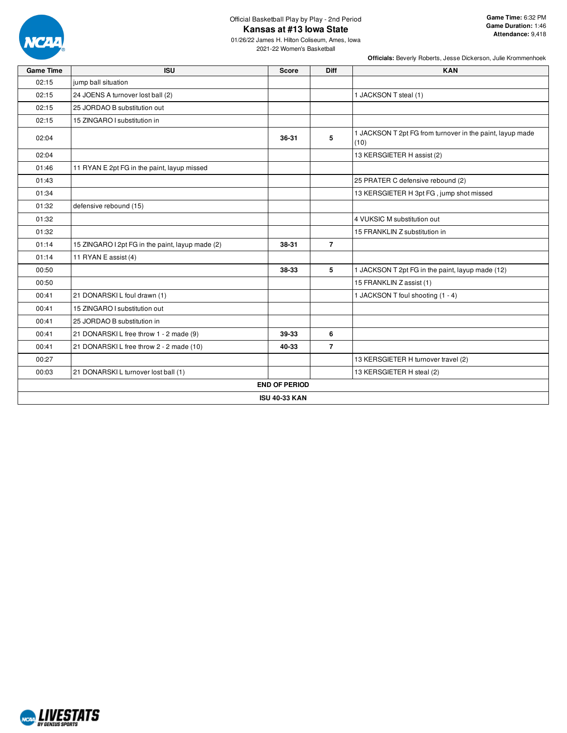Official Basketball Play by Play - 2nd Period

# Kansas at #13 Iowa State

01/26/22 James H. Hilton Coliseum, Ames, Iowa

2021-22 Women's Basketball

**Game Time:** 6:32 PM
**Game Duration:** 1:46
**Attendance:** 9,418

**Officials:** Beverly Roberts, Jesse Dickerson, Julie Krommenhoek

| Game Time | ISU | Score | Diff | KAN |
|---|---|---|---|---|
| 02:15 | jump ball situation | | | |
| 02:15 | 24 JOENS A turnover lost ball (2) | | | 1 JACKSON T steal (1) |
| 02:15 | 25 JORDAO B substitution out | | | |
| 02:15 | 15 ZINGARO I substitution in | | | |
| 02:04 | | **36-31** | **5** | 1 JACKSON T 2pt FG from turnover in the paint, layup made (10) |
| 02:04 | | | | 13 KERSGIETER H assist (2) |
| 01:46 | 11 RYAN E 2pt FG in the paint, layup missed | | | |
| 01:43 | | | | 25 PRATER C defensive rebound (2) |
| 01:34 | | | | 13 KERSGIETER H 3pt FG , jump shot missed |
| 01:32 | defensive rebound (15) | | | |
| 01:32 | | | | 4 VUKSIC M substitution out |
| 01:32 | | | | 15 FRANKLIN Z substitution in |
| 01:14 | 15 ZINGARO I 2pt FG in the paint, layup made (2) | **38-31** | **7** | |
| 01:14 | 11 RYAN E assist (4) | | | |
| 00:50 | | **38-33** | **5** | 1 JACKSON T 2pt FG in the paint, layup made (12) |
| 00:50 | | | | 15 FRANKLIN Z assist (1) |
| 00:41 | 21 DONARSKI L foul drawn (1) | | | 1 JACKSON T foul shooting (1 - 4) |
| 00:41 | 15 ZINGARO I substitution out | | | |
| 00:41 | 25 JORDAO B substitution in | | | |
| 00:41 | 21 DONARSKI L free throw 1 - 2 made (9) | **39-33** | **6** | |
| 00:41 | 21 DONARSKI L free throw 2 - 2 made (10) | **40-33** | **7** | |
| 00:27 | | | | 13 KERSGIETER H turnover travel (2) |
| 00:03 | 21 DONARSKI L turnover lost ball (1) | | | 13 KERSGIETER H steal (2) |

**END OF PERIOD**

**ISU 40-33 KAN**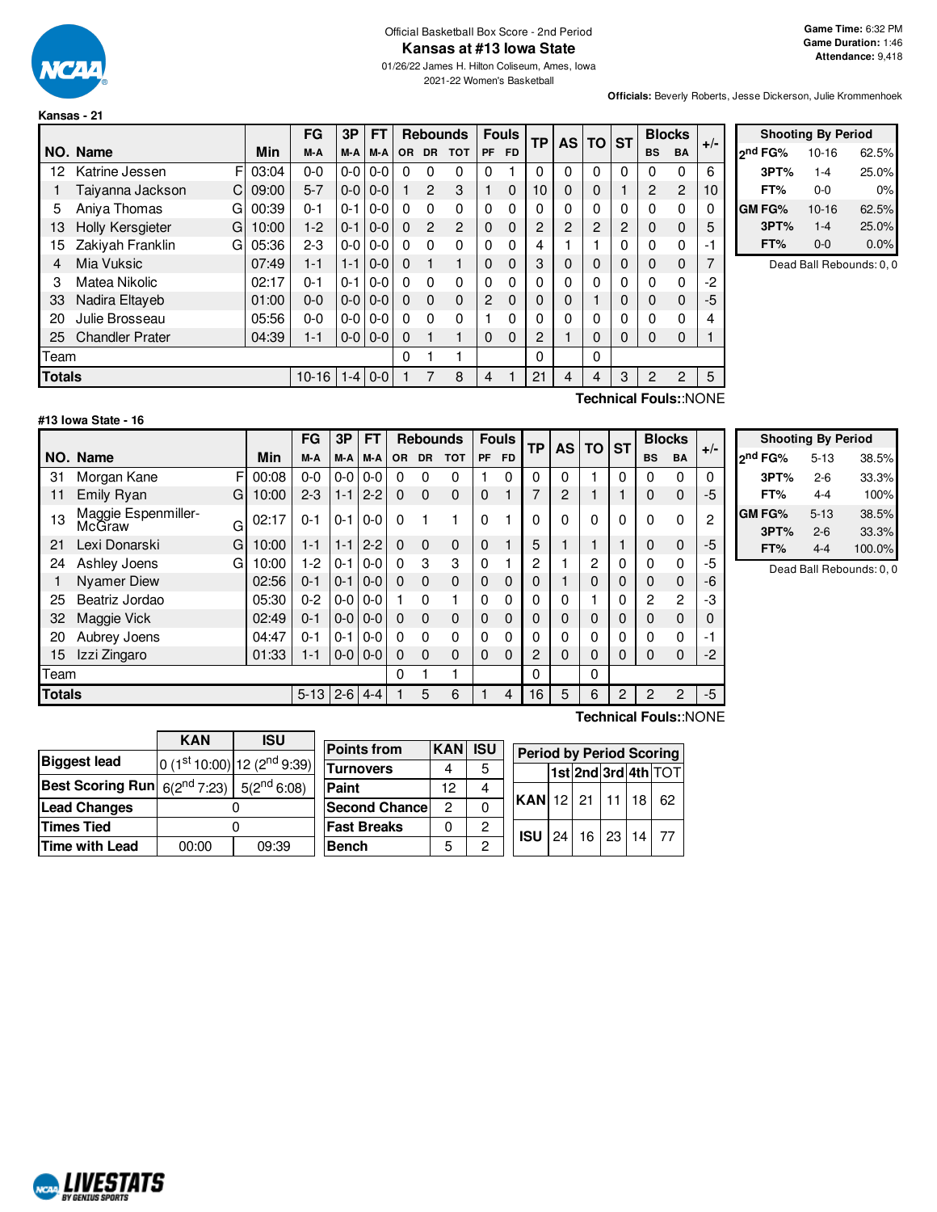Official Basketball Box Score - 2nd Period

# Kansas at #13 Iowa State

01/26/22 James H. Hilton Coliseum, Ames, Iowa
2021-22 Women's Basketball

**Game Time:** 6:32 PM
**Game Duration:** 1:46
**Attendance:** 9,418

**Officials:** Beverly Roberts, Jesse Dickerson, Julie Krommenhoek

## Kansas - 21

| NO. | Name | | Min | FG M-A | 3P M-A | FT M-A | Rebounds OR | DR | TOT | Fouls PF | FD | TP | AS | TO | ST | Blocks BS | BA | +/- |
|---|---|---|---|---|---|---|---|---|---|---|---|---|---|---|---|---|---|---|
| 12 | Katrine Jessen | F | 03:04 | 0-0 | 0-0 | 0-0 | 0 | 0 | 0 | 0 | 1 | 0 | 0 | 0 | 0 | 0 | 0 | 6 |
| 1 | Taiyanna Jackson | C | 09:00 | 5-7 | 0-0 | 0-0 | 1 | 2 | 3 | 1 | 0 | 10 | 0 | 0 | 1 | 2 | 2 | 10 |
| 5 | Aniya Thomas | G | 00:39 | 0-1 | 0-1 | 0-0 | 0 | 0 | 0 | 0 | 0 | 0 | 0 | 0 | 0 | 0 | 0 | 0 |
| 13 | Holly Kersgieter | G | 10:00 | 1-2 | 0-1 | 0-0 | 0 | 2 | 2 | 0 | 0 | 2 | 2 | 2 | 2 | 0 | 0 | 5 |
| 15 | Zakiyah Franklin | G | 05:36 | 2-3 | 0-0 | 0-0 | 0 | 0 | 0 | 0 | 0 | 4 | 1 | 1 | 0 | 0 | 0 | -1 |
| 4 | Mia Vuksic | | 07:49 | 1-1 | 1-1 | 0-0 | 0 | 1 | 1 | 0 | 0 | 3 | 0 | 0 | 0 | 0 | 0 | 7 |
| 3 | Matea Nikolic | | 02:17 | 0-1 | 0-1 | 0-0 | 0 | 0 | 0 | 0 | 0 | 0 | 0 | 0 | 0 | 0 | 0 | -2 |
| 33 | Nadira Eltayeb | | 01:00 | 0-0 | 0-0 | 0-0 | 0 | 0 | 0 | 2 | 0 | 0 | 0 | 1 | 0 | 0 | 0 | -5 |
| 20 | Julie Brosseau | | 05:56 | 0-0 | 0-0 | 0-0 | 0 | 0 | 0 | 1 | 0 | 0 | 0 | 0 | 0 | 0 | 0 | 4 |
| 25 | Chandler Prater | | 04:39 | 1-1 | 0-0 | 0-0 | 0 | 1 | 1 | 0 | 0 | 2 | 1 | 0 | 0 | 0 | 0 | 1 |
| | Team | | | | | | 0 | 1 | 1 | | | 0 | | 0 | | | | |
| | **Totals** | | | 10-16 | 1-4 | 0-0 | 1 | 7 | 8 | 4 | 1 | 21 | 4 | 4 | 3 | 2 | 2 | 5 |

**Technical Fouls:**:NONE

| Shooting By Period | | |
|---|---|---|
| 2nd FG% | 10-16 | 62.5% |
| 3PT% | 1-4 | 25.0% |
| FT% | 0-0 | 0% |
| GM FG% | 10-16 | 62.5% |
| 3PT% | 1-4 | 25.0% |
| FT% | 0-0 | 0.0% |

Dead Ball Rebounds: 0, 0

## #13 Iowa State - 16

| NO. | Name | | Min | FG M-A | 3P M-A | FT M-A | Rebounds OR | DR | TOT | Fouls PF | FD | TP | AS | TO | ST | Blocks BS | BA | +/- |
|---|---|---|---|---|---|---|---|---|---|---|---|---|---|---|---|---|---|---|
| 31 | Morgan Kane | F | 00:08 | 0-0 | 0-0 | 0-0 | 0 | 0 | 0 | 1 | 0 | 0 | 0 | 1 | 0 | 0 | 0 | 0 |
| 11 | Emily Ryan | G | 10:00 | 2-3 | 1-1 | 2-2 | 0 | 0 | 0 | 0 | 1 | 7 | 2 | 1 | 1 | 0 | 0 | -5 |
| 13 | Maggie Espenmiller-McGraw | G | 02:17 | 0-1 | 0-1 | 0-0 | 0 | 1 | 1 | 0 | 1 | 0 | 0 | 0 | 0 | 0 | 0 | 2 |
| 21 | Lexi Donarski | G | 10:00 | 1-1 | 1-1 | 2-2 | 0 | 0 | 0 | 0 | 1 | 5 | 1 | 1 | 1 | 0 | 0 | -5 |
| 24 | Ashley Joens | G | 10:00 | 1-2 | 0-1 | 0-0 | 0 | 3 | 3 | 0 | 1 | 2 | 1 | 2 | 0 | 0 | 0 | -5 |
| 1 | Nyamer Diew | | 02:56 | 0-1 | 0-1 | 0-0 | 0 | 0 | 0 | 0 | 0 | 0 | 1 | 0 | 0 | 0 | 0 | -6 |
| 25 | Beatriz Jordao | | 05:30 | 0-2 | 0-0 | 0-0 | 1 | 0 | 1 | 0 | 0 | 0 | 0 | 1 | 0 | 2 | 2 | -3 |
| 32 | Maggie Vick | | 02:49 | 0-1 | 0-0 | 0-0 | 0 | 0 | 0 | 0 | 0 | 0 | 0 | 0 | 0 | 0 | 0 | 0 |
| 20 | Aubrey Joens | | 04:47 | 0-1 | 0-1 | 0-0 | 0 | 0 | 0 | 0 | 0 | 0 | 0 | 0 | 0 | 0 | 0 | -1 |
| 15 | Izzi Zingaro | | 01:33 | 1-1 | 0-0 | 0-0 | 0 | 0 | 0 | 0 | 0 | 2 | 0 | 0 | 0 | 0 | 0 | -2 |
| | Team | | | | | | 0 | 1 | 1 | | | 0 | | 0 | | | | |
| | **Totals** | | | 5-13 | 2-6 | 4-4 | 1 | 5 | 6 | 1 | 4 | 16 | 5 | 6 | 2 | 2 | 2 | -5 |

**Technical Fouls:**:NONE

| Shooting By Period | | |
|---|---|---|
| 2nd FG% | 5-13 | 38.5% |
| 3PT% | 2-6 | 33.3% |
| FT% | 4-4 | 100% |
| GM FG% | 5-13 | 38.5% |
| 3PT% | 2-6 | 33.3% |
| FT% | 4-4 | 100.0% |

Dead Ball Rebounds: 0, 0

| | KAN | ISU |
|---|---|---|
| **Biggest lead** | 0 (1st 10:00) | 12 (2nd 9:39) |
| **Best Scoring Run** | 6(2nd 7:23) | 5(2nd 6:08) |
| **Lead Changes** | 0 | |
| **Times Tied** | 0 | |
| **Time with Lead** | 00:00 | 09:39 |

| Points from | KAN | ISU |
|---|---|---|
| Turnovers | 4 | 5 |
| Paint | 12 | 4 |
| Second Chance | 2 | 0 |
| Fast Breaks | 0 | 2 |
| Bench | 5 | 2 |

| Period by Period Scoring | 1st | 2nd | 3rd | 4th | TOT |
|---|---|---|---|---|---|
| KAN | 12 | 21 | 11 | 18 | 62 |
| ISU | 24 | 16 | 23 | 14 | 77 |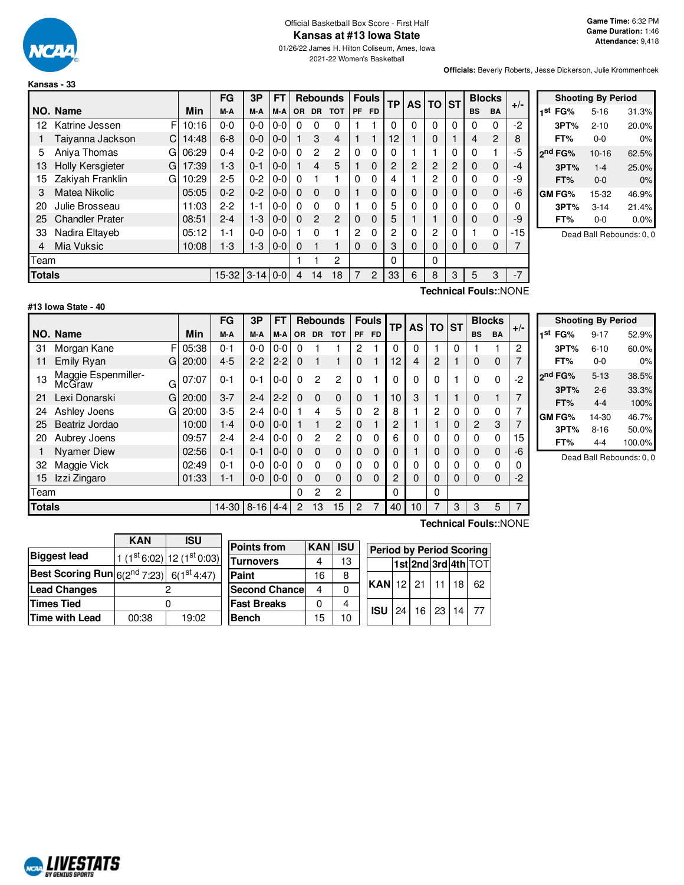Official Basketball Box Score - First Half

# Kansas at #13 Iowa State

01/26/22 James H. Hilton Coliseum, Ames, Iowa

2021-22 Women's Basketball

**Game Time:** 6:32 PM
**Game Duration:** 1:46
**Attendance:** 9,418

**Officials:** Beverly Roberts, Jesse Dickerson, Julie Krommenhoek

**Kansas - 33**

| NO. | Name | | Min | FG M-A | 3P M-A | FT M-A | OR | DR | TOT | PF | FD | TP | AS | TO | ST | BS | BA | +/- |
|---|---|---|---|---|---|---|---|---|---|---|---|---|---|---|---|---|---|---|
| 12 | Katrine Jessen | F | 10:16 | 0-0 | 0-0 | 0-0 | 0 | 0 | 0 | 1 | 1 | 0 | 0 | 0 | 0 | 0 | 0 | -2 |
| 1 | Taiyanna Jackson | C | 14:48 | 6-8 | 0-0 | 0-0 | 1 | 3 | 4 | 1 | 1 | 12 | 1 | 0 | 1 | 4 | 2 | 8 |
| 5 | Aniya Thomas | G | 06:29 | 0-4 | 0-2 | 0-0 | 0 | 2 | 2 | 0 | 0 | 0 | 1 | 1 | 0 | 0 | 1 | -5 |
| 13 | Holly Kersgieter | G | 17:39 | 1-3 | 0-1 | 0-0 | 1 | 4 | 5 | 1 | 0 | 2 | 2 | 2 | 2 | 0 | 0 | -4 |
| 15 | Zakiyah Franklin | G | 10:29 | 2-5 | 0-2 | 0-0 | 0 | 1 | 1 | 0 | 0 | 4 | 1 | 2 | 0 | 0 | 0 | -9 |
| 3 | Matea Nikolic | | 05:05 | 0-2 | 0-2 | 0-0 | 0 | 0 | 0 | 1 | 0 | 0 | 0 | 0 | 0 | 0 | 0 | -6 |
| 20 | Julie Brosseau | | 11:03 | 2-2 | 1-1 | 0-0 | 0 | 0 | 0 | 1 | 0 | 5 | 0 | 0 | 0 | 0 | 0 | 0 |
| 25 | Chandler Prater | | 08:51 | 2-4 | 1-3 | 0-0 | 0 | 2 | 2 | 0 | 0 | 5 | 1 | 1 | 0 | 0 | 0 | -9 |
| 33 | Nadira Eltayeb | | 05:12 | 1-1 | 0-0 | 0-0 | 1 | 0 | 1 | 2 | 0 | 2 | 0 | 2 | 0 | 1 | 0 | -15 |
| 4 | Mia Vuksic | | 10:08 | 1-3 | 1-3 | 0-0 | 0 | 1 | 1 | 0 | 0 | 3 | 0 | 0 | 0 | 0 | 0 | 7 |
| Team | | | | | | | 1 | 1 | 2 | | | 0 | | 0 | | | | |
| **Totals** | | | | 15-32 | 3-14 | 0-0 | 4 | 14 | 18 | 7 | 2 | 33 | 6 | 8 | 3 | 5 | 3 | -7 |

Technical Fouls::NONE

| Shooting By Period | | |
|---|---|---|
| 1st FG% | 5-16 | 31.3% |
| 3PT% | 2-10 | 20.0% |
| FT% | 0-0 | 0% |
| 2nd FG% | 10-16 | 62.5% |
| 3PT% | 1-4 | 25.0% |
| FT% | 0-0 | 0% |
| GM FG% | 15-32 | 46.9% |
| 3PT% | 3-14 | 21.4% |
| FT% | 0-0 | 0.0% |

Dead Ball Rebounds: 0, 0

**#13 Iowa State - 40**

| NO. | Name | | Min | FG M-A | 3P M-A | FT M-A | OR | DR | TOT | PF | FD | TP | AS | TO | ST | BS | BA | +/- |
|---|---|---|---|---|---|---|---|---|---|---|---|---|---|---|---|---|---|---|
| 31 | Morgan Kane | F | 05:38 | 0-1 | 0-0 | 0-0 | 0 | 1 | 1 | 2 | 1 | 0 | 0 | 1 | 0 | 1 | 1 | 2 |
| 11 | Emily Ryan | G | 20:00 | 4-5 | 2-2 | 2-2 | 0 | 1 | 1 | 0 | 1 | 12 | 4 | 2 | 1 | 0 | 0 | 7 |
| 13 | Maggie Espenmiller-McGraw | G | 07:07 | 0-1 | 0-1 | 0-0 | 0 | 2 | 2 | 0 | 1 | 0 | 0 | 0 | 1 | 0 | 0 | -2 |
| 21 | Lexi Donarski | G | 20:00 | 3-7 | 2-4 | 2-2 | 0 | 0 | 0 | 0 | 1 | 10 | 3 | 1 | 1 | 0 | 1 | 7 |
| 24 | Ashley Joens | G | 20:00 | 3-5 | 2-4 | 0-0 | 1 | 4 | 5 | 0 | 2 | 8 | 1 | 2 | 0 | 0 | 0 | 7 |
| 25 | Beatriz Jordao | | 10:00 | 1-4 | 0-0 | 0-0 | 1 | 1 | 2 | 0 | 1 | 2 | 1 | 1 | 0 | 2 | 3 | 7 |
| 20 | Aubrey Joens | | 09:57 | 2-4 | 2-4 | 0-0 | 0 | 2 | 2 | 0 | 0 | 6 | 0 | 0 | 0 | 0 | 0 | 15 |
| 1 | Nyamer Diew | | 02:56 | 0-1 | 0-1 | 0-0 | 0 | 0 | 0 | 0 | 0 | 0 | 1 | 0 | 0 | 0 | 0 | -6 |
| 32 | Maggie Vick | | 02:49 | 0-1 | 0-0 | 0-0 | 0 | 0 | 0 | 0 | 0 | 0 | 0 | 0 | 0 | 0 | 0 | 0 |
| 15 | Izzi Zingaro | | 01:33 | 1-1 | 0-0 | 0-0 | 0 | 0 | 0 | 0 | 0 | 2 | 0 | 0 | 0 | 0 | 0 | -2 |
| Team | | | | | | | 0 | 2 | 2 | | | 0 | | 0 | | | | |
| **Totals** | | | | 14-30 | 8-16 | 4-4 | 2 | 13 | 15 | 2 | 7 | 40 | 10 | 7 | 3 | 3 | 5 | 7 |

Technical Fouls::NONE

| Shooting By Period | | |
|---|---|---|
| 1st FG% | 9-17 | 52.9% |
| 3PT% | 6-10 | 60.0% |
| FT% | 0-0 | 0% |
| 2nd FG% | 5-13 | 38.5% |
| 3PT% | 2-6 | 33.3% |
| FT% | 4-4 | 100% |
| GM FG% | 14-30 | 46.7% |
| 3PT% | 8-16 | 50.0% |
| FT% | 4-4 | 100.0% |

Dead Ball Rebounds: 0, 0

| | KAN | ISU |
|---|---|---|
| Biggest lead | 1 (1st 6:02) | 12 (1st 0:03) |
| Best Scoring Run | 6(2nd 7:23) | 6(1st 4:47) |
| Lead Changes | 2 | |
| Times Tied | 0 | |
| Time with Lead | 00:38 | 19:02 |

| Points from | KAN | ISU |
|---|---|---|
| Turnovers | 4 | 13 |
| Paint | 16 | 8 |
| Second Chance | 4 | 0 |
| Fast Breaks | 0 | 4 |
| Bench | 15 | 10 |

| Period by Period Scoring | 1st | 2nd | 3rd | 4th | TOT |
|---|---|---|---|---|---|
| KAN | 12 | 21 | 11 | 18 | 62 |
| ISU | 24 | 16 | 23 | 14 | 77 |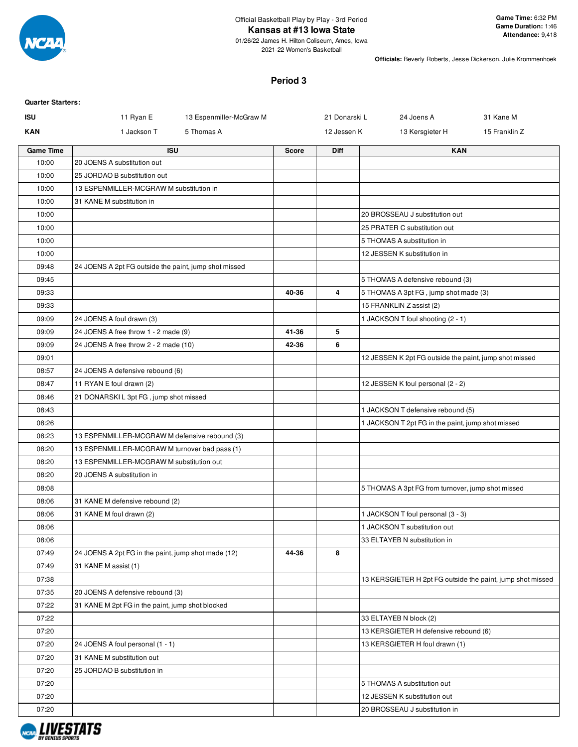Official Basketball Play by Play - 3rd Period

# Kansas at #13 Iowa State

01/26/22 James H. Hilton Coliseum, Ames, Iowa
2021-22 Women's Basketball

**Game Time:** 6:32 PM
**Game Duration:** 1:46
**Attendance:** 9,418

**Officials:** Beverly Roberts, Jesse Dickerson, Julie Krommenhoek

## Period 3

**Quarter Starters:**

| | | | | | |
|---|---|---|---|---|---|
| **ISU** | 11 Ryan E | 13 Espenmiller-McGraw M | 21 Donarski L | 24 Joens A | 31 Kane M |
| **KAN** | 1 Jackson T | 5 Thomas A | 12 Jessen K | 13 Kersgieter H | 15 Franklin Z |

| Game Time | ISU | Score | Diff | KAN |
|---|---|---|---|---|
| 10:00 | 20 JOENS A substitution out | | | |
| 10:00 | 25 JORDAO B substitution out | | | |
| 10:00 | 13 ESPENMILLER-MCGRAW M substitution in | | | |
| 10:00 | 31 KANE M substitution in | | | |
| 10:00 | | | | 20 BROSSEAU J substitution out |
| 10:00 | | | | 25 PRATER C substitution out |
| 10:00 | | | | 5 THOMAS A substitution in |
| 10:00 | | | | 12 JESSEN K substitution in |
| 09:48 | 24 JOENS A 2pt FG outside the paint, jump shot missed | | | |
| 09:45 | | | | 5 THOMAS A defensive rebound (3) |
| 09:33 | | 40-36 | 4 | 5 THOMAS A 3pt FG , jump shot made (3) |
| 09:33 | | | | 15 FRANKLIN Z assist (2) |
| 09:09 | 24 JOENS A foul drawn (3) | | | 1 JACKSON T foul shooting (2 - 1) |
| 09:09 | 24 JOENS A free throw 1 - 2 made (9) | 41-36 | 5 | |
| 09:09 | 24 JOENS A free throw 2 - 2 made (10) | 42-36 | 6 | |
| 09:01 | | | | 12 JESSEN K 2pt FG outside the paint, jump shot missed |
| 08:57 | 24 JOENS A defensive rebound (6) | | | |
| 08:47 | 11 RYAN E foul drawn (2) | | | 12 JESSEN K foul personal (2 - 2) |
| 08:46 | 21 DONARSKI L 3pt FG , jump shot missed | | | |
| 08:43 | | | | 1 JACKSON T defensive rebound (5) |
| 08:26 | | | | 1 JACKSON T 2pt FG in the paint, jump shot missed |
| 08:23 | 13 ESPENMILLER-MCGRAW M defensive rebound (3) | | | |
| 08:20 | 13 ESPENMILLER-MCGRAW M turnover bad pass (1) | | | |
| 08:20 | 13 ESPENMILLER-MCGRAW M substitution out | | | |
| 08:20 | 20 JOENS A substitution in | | | |
| 08:08 | | | | 5 THOMAS A 3pt FG from turnover, jump shot missed |
| 08:06 | 31 KANE M defensive rebound (2) | | | |
| 08:06 | 31 KANE M foul drawn (2) | | | 1 JACKSON T foul personal (3 - 3) |
| 08:06 | | | | 1 JACKSON T substitution out |
| 08:06 | | | | 33 ELTAYEB N substitution in |
| 07:49 | 24 JOENS A 2pt FG in the paint, jump shot made (12) | 44-36 | 8 | |
| 07:49 | 31 KANE M assist (1) | | | |
| 07:38 | | | | 13 KERSGIETER H 2pt FG outside the paint, jump shot missed |
| 07:35 | 20 JOENS A defensive rebound (3) | | | |
| 07:22 | 31 KANE M 2pt FG in the paint, jump shot blocked | | | |
| 07:22 | | | | 33 ELTAYEB N block (2) |
| 07:20 | | | | 13 KERSGIETER H defensive rebound (6) |
| 07:20 | 24 JOENS A foul personal (1 - 1) | | | 13 KERSGIETER H foul drawn (1) |
| 07:20 | 31 KANE M substitution out | | | |
| 07:20 | 25 JORDAO B substitution in | | | |
| 07:20 | | | | 5 THOMAS A substitution out |
| 07:20 | | | | 12 JESSEN K substitution out |
| 07:20 | | | | 20 BROSSEAU J substitution in |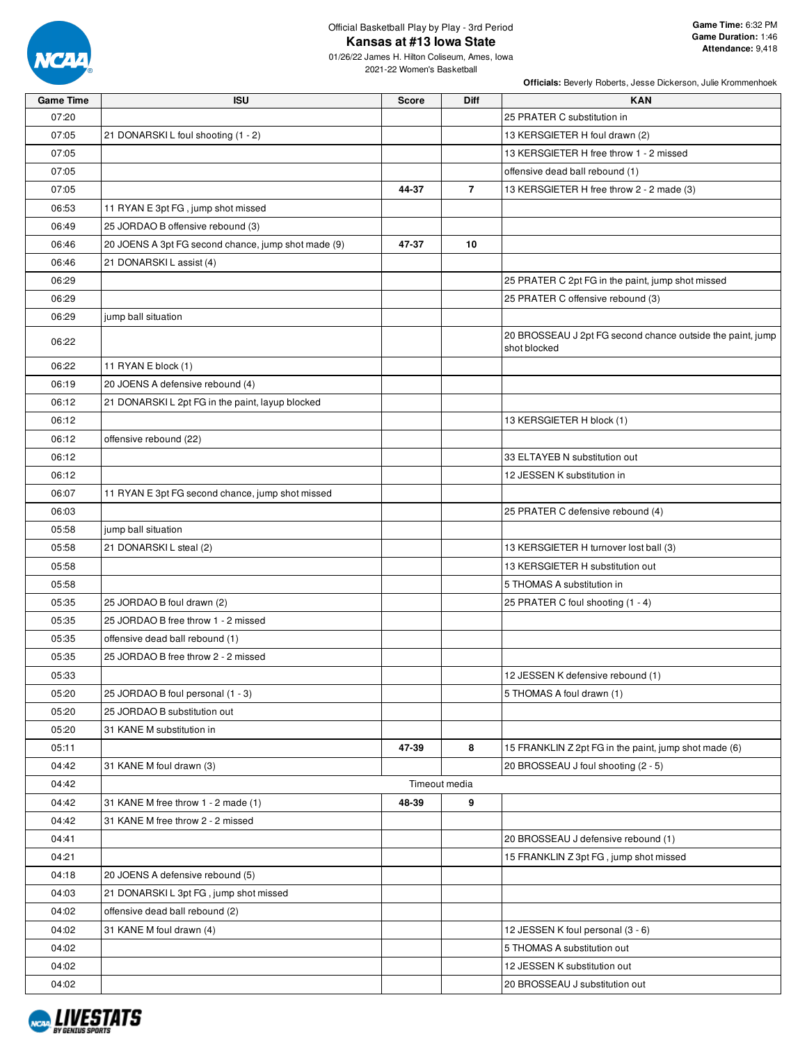Official Basketball Play by Play - 3rd Period

# Kansas at #13 Iowa State

01/26/22 James H. Hilton Coliseum, Ames, Iowa

2021-22 Women's Basketball

**Game Time:** 6:32 PM
**Game Duration:** 1:46
**Attendance:** 9,418

**Officials:** Beverly Roberts, Jesse Dickerson, Julie Krommenhoek

| Game Time | ISU | Score | Diff | KAN |
|---|---|---|---|---|
| 07:20 | | | | 25 PRATER C substitution in |
| 07:05 | 21 DONARSKI L foul shooting (1 - 2) | | | 13 KERSGIETER H foul drawn (2) |
| 07:05 | | | | 13 KERSGIETER H free throw 1 - 2 missed |
| 07:05 | | | | offensive dead ball rebound (1) |
| 07:05 | | 44-37 | 7 | 13 KERSGIETER H free throw 2 - 2 made (3) |
| 06:53 | 11 RYAN E 3pt FG , jump shot missed | | | |
| 06:49 | 25 JORDAO B offensive rebound (3) | | | |
| 06:46 | 20 JOENS A 3pt FG second chance, jump shot made (9) | 47-37 | 10 | |
| 06:46 | 21 DONARSKI L assist (4) | | | |
| 06:29 | | | | 25 PRATER C 2pt FG in the paint, jump shot missed |
| 06:29 | | | | 25 PRATER C offensive rebound (3) |
| 06:29 | jump ball situation | | | |
| 06:22 | | | | 20 BROSSEAU J 2pt FG second chance outside the paint, jump shot blocked |
| 06:22 | 11 RYAN E block (1) | | | |
| 06:19 | 20 JOENS A defensive rebound (4) | | | |
| 06:12 | 21 DONARSKI L 2pt FG in the paint, layup blocked | | | |
| 06:12 | | | | 13 KERSGIETER H block (1) |
| 06:12 | offensive rebound (22) | | | |
| 06:12 | | | | 33 ELTAYEB N substitution out |
| 06:12 | | | | 12 JESSEN K substitution in |
| 06:07 | 11 RYAN E 3pt FG second chance, jump shot missed | | | |
| 06:03 | | | | 25 PRATER C defensive rebound (4) |
| 05:58 | jump ball situation | | | |
| 05:58 | 21 DONARSKI L steal (2) | | | 13 KERSGIETER H turnover lost ball (3) |
| 05:58 | | | | 13 KERSGIETER H substitution out |
| 05:58 | | | | 5 THOMAS A substitution in |
| 05:35 | 25 JORDAO B foul drawn (2) | | | 25 PRATER C foul shooting (1 - 4) |
| 05:35 | 25 JORDAO B free throw 1 - 2 missed | | | |
| 05:35 | offensive dead ball rebound (1) | | | |
| 05:35 | 25 JORDAO B free throw 2 - 2 missed | | | |
| 05:33 | | | | 12 JESSEN K defensive rebound (1) |
| 05:20 | 25 JORDAO B foul personal (1 - 3) | | | 5 THOMAS A foul drawn (1) |
| 05:20 | 25 JORDAO B substitution out | | | |
| 05:20 | 31 KANE M substitution in | | | |
| 05:11 | | 47-39 | 8 | 15 FRANKLIN Z 2pt FG in the paint, jump shot made (6) |
| 04:42 | 31 KANE M foul drawn (3) | | | 20 BROSSEAU J foul shooting (2 - 5) |
| 04:42 | | Timeout media | | |
| 04:42 | 31 KANE M free throw 1 - 2 made (1) | 48-39 | 9 | |
| 04:42 | 31 KANE M free throw 2 - 2 missed | | | |
| 04:41 | | | | 20 BROSSEAU J defensive rebound (1) |
| 04:21 | | | | 15 FRANKLIN Z 3pt FG , jump shot missed |
| 04:18 | 20 JOENS A defensive rebound (5) | | | |
| 04:03 | 21 DONARSKI L 3pt FG , jump shot missed | | | |
| 04:02 | offensive dead ball rebound (2) | | | |
| 04:02 | 31 KANE M foul drawn (4) | | | 12 JESSEN K foul personal (3 - 6) |
| 04:02 | | | | 5 THOMAS A substitution out |
| 04:02 | | | | 12 JESSEN K substitution out |
| 04:02 | | | | 20 BROSSEAU J substitution out |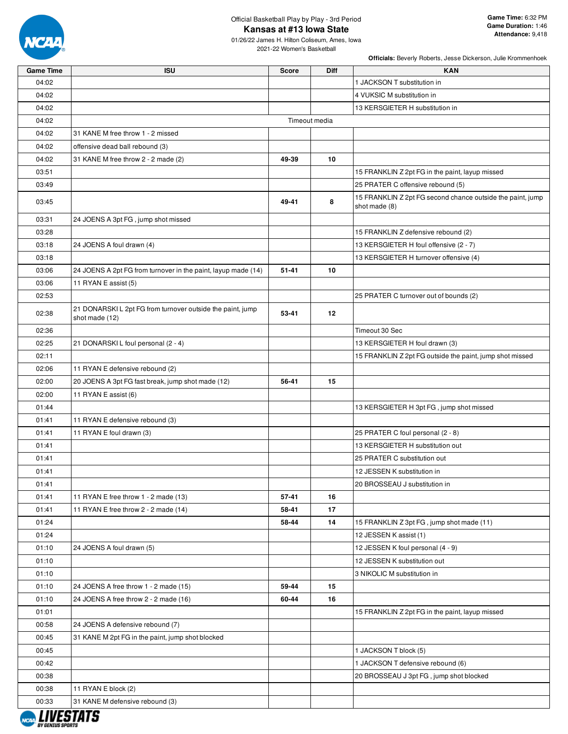Official Basketball Play by Play - 3rd Period

# Kansas at #13 Iowa State

01/26/22 James H. Hilton Coliseum, Ames, Iowa

2021-22 Women's Basketball

**Game Time:** 6:32 PM
**Game Duration:** 1:46
**Attendance:** 9,418

**Officials:** Beverly Roberts, Jesse Dickerson, Julie Krommenhoek

| Game Time | ISU | Score | Diff | KAN |
|---|---|---|---|---|
| 04:02 | | | | 1 JACKSON T substitution in |
| 04:02 | | | | 4 VUKSIC M substitution in |
| 04:02 | | | | 13 KERSGIETER H substitution in |
| 04:02 | Timeout media | | | |
| 04:02 | 31 KANE M free throw 1 - 2 missed | | | |
| 04:02 | offensive dead ball rebound (3) | | | |
| 04:02 | 31 KANE M free throw 2 - 2 made (2) | 49-39 | 10 | |
| 03:51 | | | | 15 FRANKLIN Z 2pt FG in the paint, layup missed |
| 03:49 | | | | 25 PRATER C offensive rebound (5) |
| 03:45 | | 49-41 | 8 | 15 FRANKLIN Z 2pt FG second chance outside the paint, jump shot made (8) |
| 03:31 | 24 JOENS A 3pt FG , jump shot missed | | | |
| 03:28 | | | | 15 FRANKLIN Z defensive rebound (2) |
| 03:18 | 24 JOENS A foul drawn (4) | | | 13 KERSGIETER H foul offensive (2 - 7) |
| 03:18 | | | | 13 KERSGIETER H turnover offensive (4) |
| 03:06 | 24 JOENS A 2pt FG from turnover in the paint, layup made (14) | 51-41 | 10 | |
| 03:06 | 11 RYAN E assist (5) | | | |
| 02:53 | | | | 25 PRATER C turnover out of bounds (2) |
| 02:38 | 21 DONARSKI L 2pt FG from turnover outside the paint, jump shot made (12) | 53-41 | 12 | |
| 02:36 | | | | Timeout 30 Sec |
| 02:25 | 21 DONARSKI L foul personal (2 - 4) | | | 13 KERSGIETER H foul drawn (3) |
| 02:11 | | | | 15 FRANKLIN Z 2pt FG outside the paint, jump shot missed |
| 02:06 | 11 RYAN E defensive rebound (2) | | | |
| 02:00 | 20 JOENS A 3pt FG fast break, jump shot made (12) | 56-41 | 15 | |
| 02:00 | 11 RYAN E assist (6) | | | |
| 01:44 | | | | 13 KERSGIETER H 3pt FG , jump shot missed |
| 01:41 | 11 RYAN E defensive rebound (3) | | | |
| 01:41 | 11 RYAN E foul drawn (3) | | | 25 PRATER C foul personal (2 - 8) |
| 01:41 | | | | 13 KERSGIETER H substitution out |
| 01:41 | | | | 25 PRATER C substitution out |
| 01:41 | | | | 12 JESSEN K substitution in |
| 01:41 | | | | 20 BROSSEAU J substitution in |
| 01:41 | 11 RYAN E free throw 1 - 2 made (13) | 57-41 | 16 | |
| 01:41 | 11 RYAN E free throw 2 - 2 made (14) | 58-41 | 17 | |
| 01:24 | | 58-44 | 14 | 15 FRANKLIN Z 3pt FG , jump shot made (11) |
| 01:24 | | | | 12 JESSEN K assist (1) |
| 01:10 | 24 JOENS A foul drawn (5) | | | 12 JESSEN K foul personal (4 - 9) |
| 01:10 | | | | 12 JESSEN K substitution out |
| 01:10 | | | | 3 NIKOLIC M substitution in |
| 01:10 | 24 JOENS A free throw 1 - 2 made (15) | 59-44 | 15 | |
| 01:10 | 24 JOENS A free throw 2 - 2 made (16) | 60-44 | 16 | |
| 01:01 | | | | 15 FRANKLIN Z 2pt FG in the paint, layup missed |
| 00:58 | 24 JOENS A defensive rebound (7) | | | |
| 00:45 | 31 KANE M 2pt FG in the paint, jump shot blocked | | | |
| 00:45 | | | | 1 JACKSON T block (5) |
| 00:42 | | | | 1 JACKSON T defensive rebound (6) |
| 00:38 | | | | 20 BROSSEAU J 3pt FG , jump shot blocked |
| 00:38 | 11 RYAN E block (2) | | | |
| 00:33 | 31 KANE M defensive rebound (3) | | | |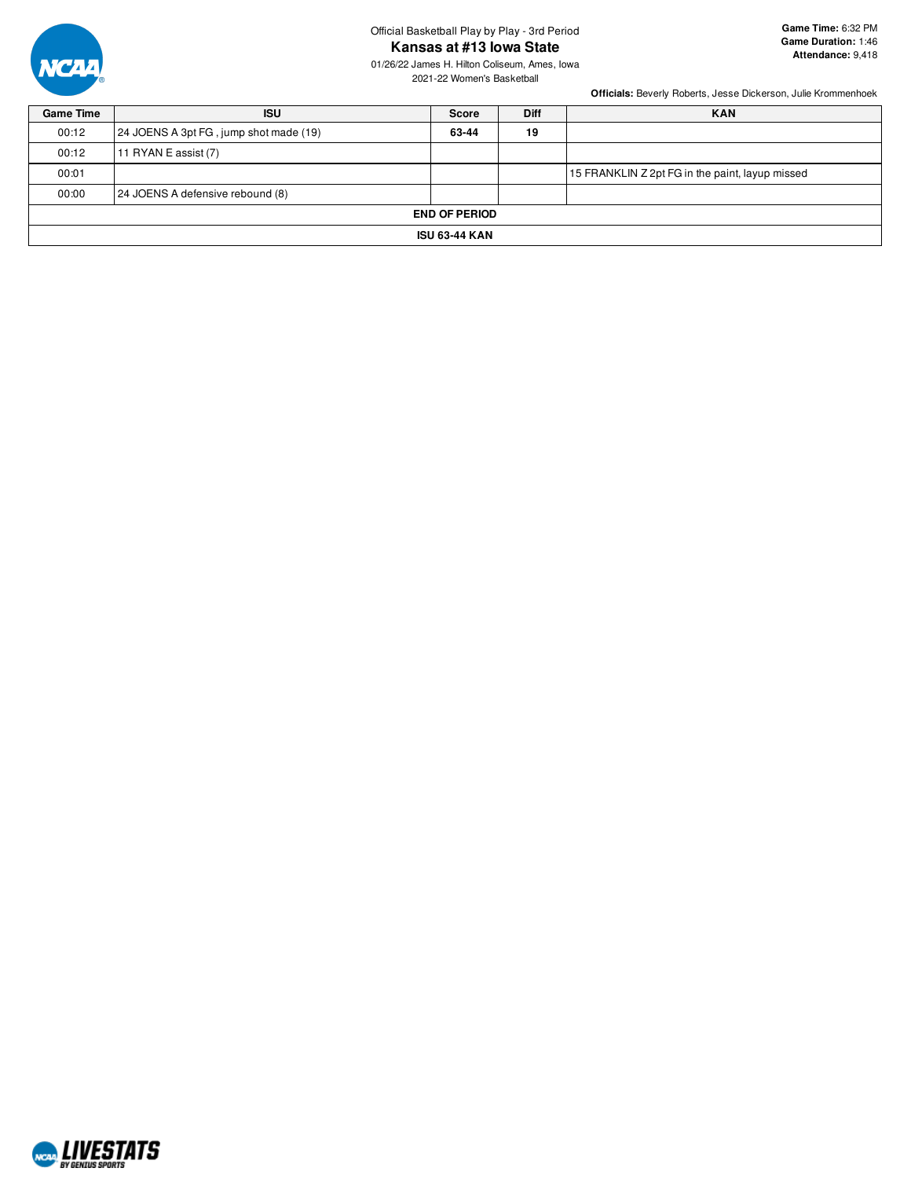Official Basketball Play by Play - 3rd Period

# Kansas at #13 Iowa State

01/26/22 James H. Hilton Coliseum, Ames, Iowa

2021-22 Women's Basketball

**Game Time:** 6:32 PM
**Game Duration:** 1:46
**Attendance:** 9,418

**Officials:** Beverly Roberts, Jesse Dickerson, Julie Krommenhoek

| Game Time | ISU | Score | Diff | KAN |
|---|---|---|---|---|
| 00:12 | 24 JOENS A 3pt FG , jump shot made (19) | **63-44** | **19** | |
| 00:12 | 11 RYAN E assist (7) | | | |
| 00:01 | | | | 15 FRANKLIN Z 2pt FG in the paint, layup missed |
| 00:00 | 24 JOENS A defensive rebound (8) | | | |
| **END OF PERIOD** | | | | |
| **ISU 63-44 KAN** | | | | |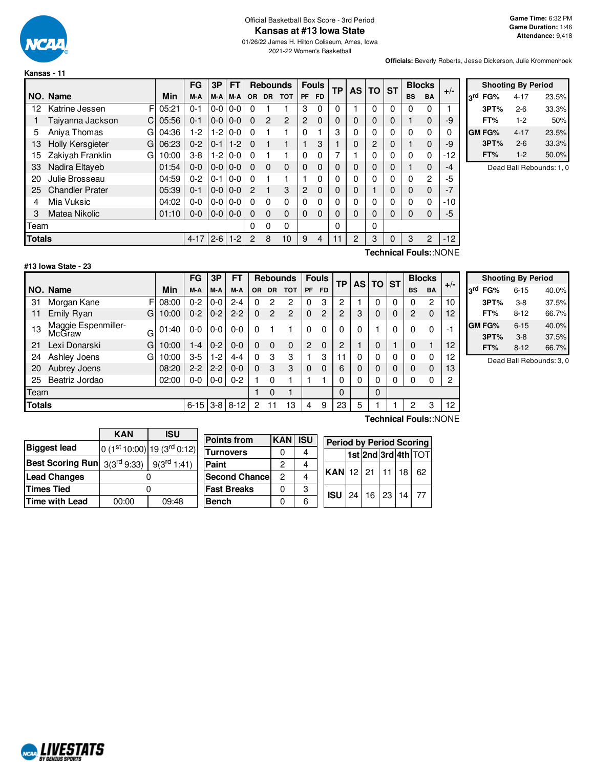Official Basketball Box Score - 3rd Period

# Kansas at #13 Iowa State

01/26/22 James H. Hilton Coliseum, Ames, Iowa

2021-22 Women's Basketball

**Game Time:** 6:32 PM
**Game Duration:** 1:46
**Attendance:** 9,418

**Officials:** Beverly Roberts, Jesse Dickerson, Julie Krommenhoek

## Kansas - 11

| NO. | Name | | Min | FG M-A | 3P M-A | FT M-A | OR | DR | TOT | PF | FD | TP | AS | TO | ST | BS | BA | +/- |
|---|---|---|---|---|---|---|---|---|---|---|---|---|---|---|---|---|---|---|
| 12 | Katrine Jessen | F | 05:21 | 0-1 | 0-0 | 0-0 | 0 | 1 | 1 | 3 | 0 | 0 | 1 | 0 | 0 | 0 | 0 | 1 |
| 1 | Taiyanna Jackson | C | 05:56 | 0-1 | 0-0 | 0-0 | 0 | 2 | 2 | 2 | 0 | 0 | 0 | 0 | 0 | 1 | 0 | -9 |
| 5 | Aniya Thomas | G | 04:36 | 1-2 | 1-2 | 0-0 | 0 | 1 | 1 | 0 | 1 | 3 | 0 | 0 | 0 | 0 | 0 | 0 |
| 13 | Holly Kersgieter | G | 06:23 | 0-2 | 0-1 | 1-2 | 0 | 1 | 1 | 1 | 3 | 1 | 0 | 2 | 0 | 1 | 0 | -9 |
| 15 | Zakiyah Franklin | G | 10:00 | 3-8 | 1-2 | 0-0 | 0 | 1 | 1 | 0 | 0 | 7 | 1 | 0 | 0 | 0 | 0 | -12 |
| 33 | Nadira Eltayeb | | 01:54 | 0-0 | 0-0 | 0-0 | 0 | 0 | 0 | 0 | 0 | 0 | 0 | 0 | 0 | 1 | 0 | -4 |
| 20 | Julie Brosseau | | 04:59 | 0-2 | 0-1 | 0-0 | 0 | 1 | 1 | 1 | 0 | 0 | 0 | 0 | 0 | 0 | 2 | -5 |
| 25 | Chandler Prater | | 05:39 | 0-1 | 0-0 | 0-0 | 2 | 1 | 3 | 2 | 0 | 0 | 0 | 1 | 0 | 0 | 0 | -7 |
| 4 | Mia Vuksic | | 04:02 | 0-0 | 0-0 | 0-0 | 0 | 0 | 0 | 0 | 0 | 0 | 0 | 0 | 0 | 0 | 0 | -10 |
| 3 | Matea Nikolic | | 01:10 | 0-0 | 0-0 | 0-0 | 0 | 0 | 0 | 0 | 0 | 0 | 0 | 0 | 0 | 0 | 0 | -5 |
| | Team | | | | | | 0 | 0 | 0 | | | 0 | | 0 | | | | |
| | **Totals** | | | 4-17 | 2-6 | 1-2 | 2 | 8 | 10 | 9 | 4 | 11 | 2 | 3 | 0 | 3 | 2 | -12 |

**Technical Fouls:**:NONE

| Shooting By Period | | |
|---|---|---|
| 3rd FG% | 4-17 | 23.5% |
| 3PT% | 2-6 | 33.3% |
| FT% | 1-2 | 50% |
| GM FG% | 4-17 | 23.5% |
| 3PT% | 2-6 | 33.3% |
| FT% | 1-2 | 50.0% |

Dead Ball Rebounds: 1, 0

## #13 Iowa State - 23

| NO. | Name | | Min | FG M-A | 3P M-A | FT M-A | OR | DR | TOT | PF | FD | TP | AS | TO | ST | BS | BA | +/- |
|---|---|---|---|---|---|---|---|---|---|---|---|---|---|---|---|---|---|---|
| 31 | Morgan Kane | F | 08:00 | 0-2 | 0-0 | 2-4 | 0 | 2 | 2 | 0 | 3 | 2 | 1 | 0 | 0 | 0 | 2 | 10 |
| 11 | Emily Ryan | G | 10:00 | 0-2 | 0-2 | 2-2 | 0 | 2 | 2 | 0 | 2 | 2 | 3 | 0 | 0 | 2 | 0 | 12 |
| 13 | Maggie Espenmiller-McGraw | G | 01:40 | 0-0 | 0-0 | 0-0 | 0 | 1 | 1 | 0 | 0 | 0 | 0 | 1 | 0 | 0 | 0 | -1 |
| 21 | Lexi Donarski | G | 10:00 | 1-4 | 0-2 | 0-0 | 0 | 0 | 0 | 2 | 0 | 2 | 1 | 0 | 1 | 0 | 1 | 12 |
| 24 | Ashley Joens | G | 10:00 | 3-5 | 1-2 | 4-4 | 0 | 3 | 3 | 1 | 3 | 11 | 0 | 0 | 0 | 0 | 0 | 12 |
| 20 | Aubrey Joens | | 08:20 | 2-2 | 2-2 | 0-0 | 0 | 3 | 3 | 0 | 0 | 6 | 0 | 0 | 0 | 0 | 0 | 13 |
| 25 | Beatriz Jordao | | 02:00 | 0-0 | 0-0 | 0-2 | 1 | 0 | 1 | 1 | 1 | 0 | 0 | 0 | 0 | 0 | 0 | 2 |
| | Team | | | | | | 1 | 0 | 1 | | | 0 | | 0 | | | | |
| | **Totals** | | | 6-15 | 3-8 | 8-12 | 2 | 11 | 13 | 4 | 9 | 23 | 5 | 1 | 1 | 2 | 3 | 12 |

**Technical Fouls:**:NONE

| Shooting By Period | | |
|---|---|---|
| 3rd FG% | 6-15 | 40.0% |
| 3PT% | 3-8 | 37.5% |
| FT% | 8-12 | 66.7% |
| GM FG% | 6-15 | 40.0% |
| 3PT% | 3-8 | 37.5% |
| FT% | 8-12 | 66.7% |

Dead Ball Rebounds: 3, 0

| | KAN | ISU |
|---|---|---|
| **Biggest lead** | 0 (1st 10:00) | 19 (3rd 0:12) |
| **Best Scoring Run** | 3(3rd 9:33) | 9(3rd 1:41) |
| **Lead Changes** | 0 | |
| **Times Tied** | 0 | |
| **Time with Lead** | 00:00 | 09:48 |

| Points from | KAN | ISU |
|---|---|---|
| Turnovers | 0 | 4 |
| Paint | 2 | 4 |
| Second Chance | 2 | 4 |
| Fast Breaks | 0 | 3 |
| Bench | 0 | 6 |

| Period by Period Scoring | 1st | 2nd | 3rd | 4th | TOT |
|---|---|---|---|---|---|
| KAN | 12 | 21 | 11 | 18 | 62 |
| ISU | 24 | 16 | 23 | 14 | 77 |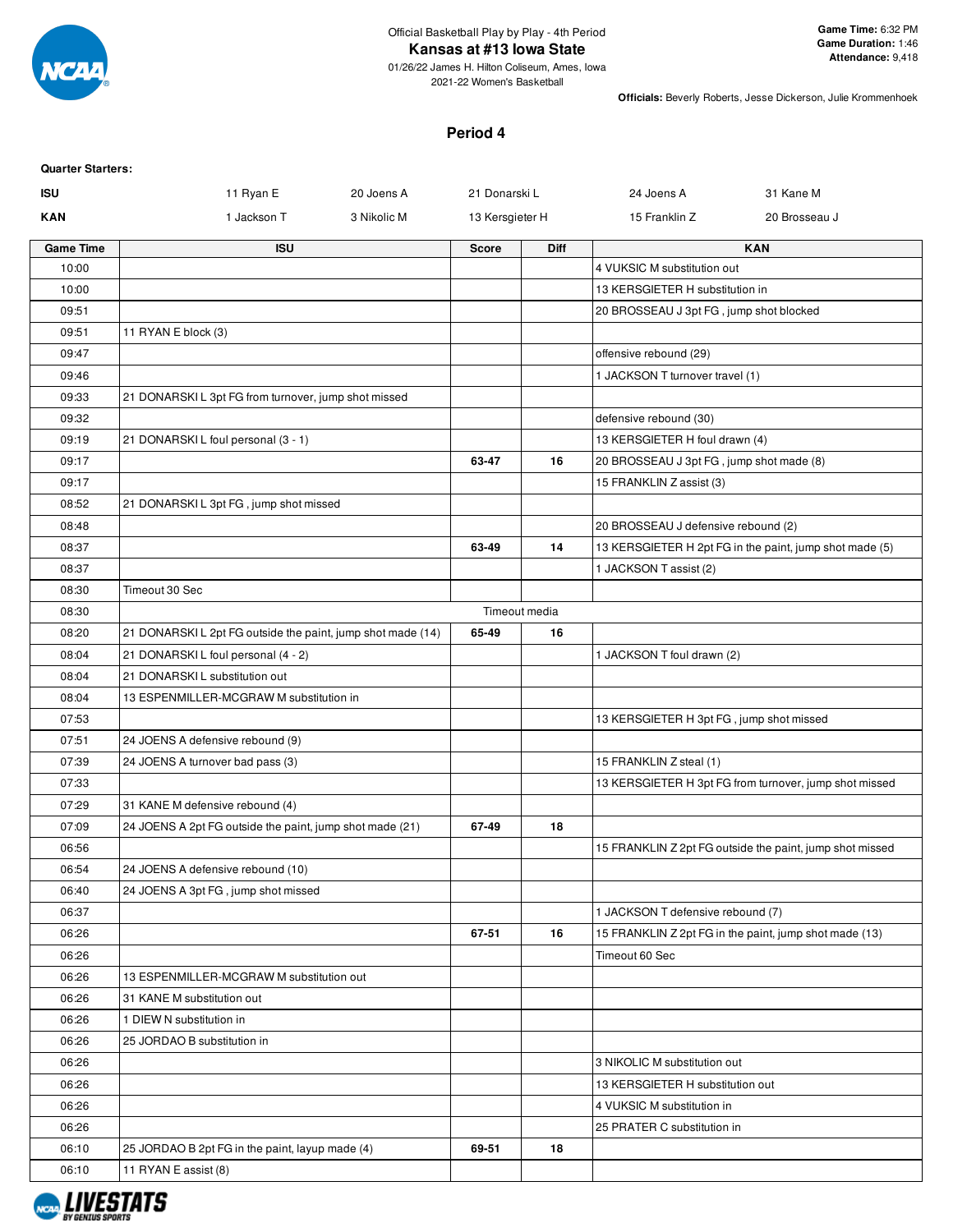Official Basketball Play by Play - 4th Period

# Kansas at #13 Iowa State

01/26/22 James H. Hilton Coliseum, Ames, Iowa
2021-22 Women's Basketball

**Game Time:** 6:32 PM
**Game Duration:** 1:46
**Attendance:** 9,418

**Officials:** Beverly Roberts, Jesse Dickerson, Julie Krommenhoek

## Period 4

**Quarter Starters:**

| | | | | | |
|---|---|---|---|---|---|
| **ISU** | 11 Ryan E | 20 Joens A | 21 Donarski L | 24 Joens A | 31 Kane M |
| **KAN** | 1 Jackson T | 3 Nikolic M | 13 Kersgieter H | 15 Franklin Z | 20 Brosseau J |

| Game Time | ISU | Score | Diff | KAN |
|---|---|---|---|---|
| 10:00 | | | | 4 VUKSIC M substitution out |
| 10:00 | | | | 13 KERSGIETER H substitution in |
| 09:51 | | | | 20 BROSSEAU J 3pt FG , jump shot blocked |
| 09:51 | 11 RYAN E block (3) | | | |
| 09:47 | | | | offensive rebound (29) |
| 09:46 | | | | 1 JACKSON T turnover travel (1) |
| 09:33 | 21 DONARSKI L 3pt FG from turnover, jump shot missed | | | |
| 09:32 | | | | defensive rebound (30) |
| 09:19 | 21 DONARSKI L foul personal (3 - 1) | | | 13 KERSGIETER H foul drawn (4) |
| 09:17 | | 63-47 | 16 | 20 BROSSEAU J 3pt FG , jump shot made (8) |
| 09:17 | | | | 15 FRANKLIN Z assist (3) |
| 08:52 | 21 DONARSKI L 3pt FG , jump shot missed | | | |
| 08:48 | | | | 20 BROSSEAU J defensive rebound (2) |
| 08:37 | | 63-49 | 14 | 13 KERSGIETER H 2pt FG in the paint, jump shot made (5) |
| 08:37 | | | | 1 JACKSON T assist (2) |
| 08:30 | Timeout 30 Sec | | | |
| 08:30 | | Timeout media | | |
| 08:20 | 21 DONARSKI L 2pt FG outside the paint, jump shot made (14) | 65-49 | 16 | |
| 08:04 | 21 DONARSKI L foul personal (4 - 2) | | | 1 JACKSON T foul drawn (2) |
| 08:04 | 21 DONARSKI L substitution out | | | |
| 08:04 | 13 ESPENMILLER-MCGRAW M substitution in | | | |
| 07:53 | | | | 13 KERSGIETER H 3pt FG , jump shot missed |
| 07:51 | 24 JOENS A defensive rebound (9) | | | |
| 07:39 | 24 JOENS A turnover bad pass (3) | | | 15 FRANKLIN Z steal (1) |
| 07:33 | | | | 13 KERSGIETER H 3pt FG from turnover, jump shot missed |
| 07:29 | 31 KANE M defensive rebound (4) | | | |
| 07:09 | 24 JOENS A 2pt FG outside the paint, jump shot made (21) | 67-49 | 18 | |
| 06:56 | | | | 15 FRANKLIN Z 2pt FG outside the paint, jump shot missed |
| 06:54 | 24 JOENS A defensive rebound (10) | | | |
| 06:40 | 24 JOENS A 3pt FG , jump shot missed | | | |
| 06:37 | | | | 1 JACKSON T defensive rebound (7) |
| 06:26 | | 67-51 | 16 | 15 FRANKLIN Z 2pt FG in the paint, jump shot made (13) |
| 06:26 | | | | Timeout 60 Sec |
| 06:26 | 13 ESPENMILLER-MCGRAW M substitution out | | | |
| 06:26 | 31 KANE M substitution out | | | |
| 06:26 | 1 DIEW N substitution in | | | |
| 06:26 | 25 JORDAO B substitution in | | | |
| 06:26 | | | | 3 NIKOLIC M substitution out |
| 06:26 | | | | 13 KERSGIETER H substitution out |
| 06:26 | | | | 4 VUKSIC M substitution in |
| 06:26 | | | | 25 PRATER C substitution in |
| 06:10 | 25 JORDAO B 2pt FG in the paint, layup made (4) | 69-51 | 18 | |
| 06:10 | 11 RYAN E assist (8) | | | |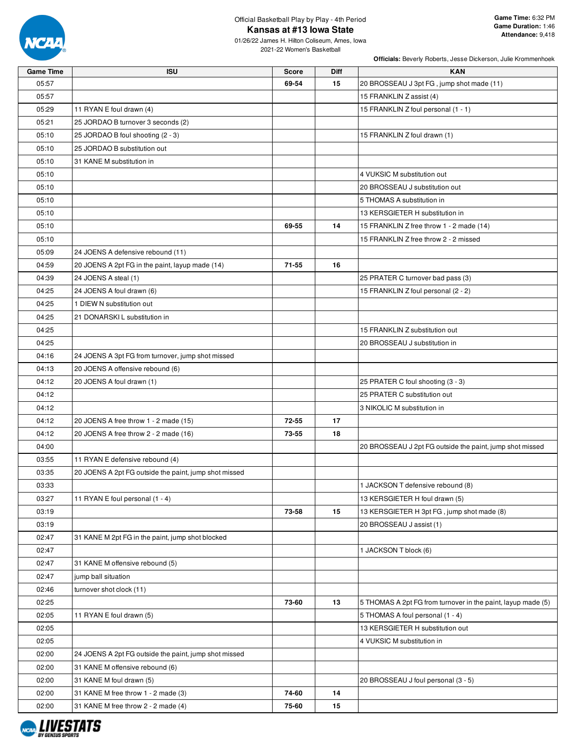Official Basketball Play by Play - 4th Period

# Kansas at #13 Iowa State

01/26/22 James H. Hilton Coliseum, Ames, Iowa
2021-22 Women's Basketball

**Game Time:** 6:32 PM
**Game Duration:** 1:46
**Attendance:** 9,418

**Officials:** Beverly Roberts, Jesse Dickerson, Julie Krommenhoek

| Game Time | ISU | Score | Diff | KAN |
|---|---|---|---|---|
| 05:57 | | 69-54 | 15 | 20 BROSSEAU J 3pt FG , jump shot made (11) |
| 05:57 | | | | 15 FRANKLIN Z assist (4) |
| 05:29 | 11 RYAN E foul drawn (4) | | | 15 FRANKLIN Z foul personal (1 - 1) |
| 05:21 | 25 JORDAO B turnover 3 seconds (2) | | | |
| 05:10 | 25 JORDAO B foul shooting (2 - 3) | | | 15 FRANKLIN Z foul drawn (1) |
| 05:10 | 25 JORDAO B substitution out | | | |
| 05:10 | 31 KANE M substitution in | | | |
| 05:10 | | | | 4 VUKSIC M substitution out |
| 05:10 | | | | 20 BROSSEAU J substitution out |
| 05:10 | | | | 5 THOMAS A substitution in |
| 05:10 | | | | 13 KERSGIETER H substitution in |
| 05:10 | | 69-55 | 14 | 15 FRANKLIN Z free throw 1 - 2 made (14) |
| 05:10 | | | | 15 FRANKLIN Z free throw 2 - 2 missed |
| 05:09 | 24 JOENS A defensive rebound (11) | | | |
| 04:59 | 20 JOENS A 2pt FG in the paint, layup made (14) | 71-55 | 16 | |
| 04:39 | 24 JOENS A steal (1) | | | 25 PRATER C turnover bad pass (3) |
| 04:25 | 24 JOENS A foul drawn (6) | | | 15 FRANKLIN Z foul personal (2 - 2) |
| 04:25 | 1 DIEW N substitution out | | | |
| 04:25 | 21 DONARSKI L substitution in | | | |
| 04:25 | | | | 15 FRANKLIN Z substitution out |
| 04:25 | | | | 20 BROSSEAU J substitution in |
| 04:16 | 24 JOENS A 3pt FG from turnover, jump shot missed | | | |
| 04:13 | 20 JOENS A offensive rebound (6) | | | |
| 04:12 | 20 JOENS A foul drawn (1) | | | 25 PRATER C foul shooting (3 - 3) |
| 04:12 | | | | 25 PRATER C substitution out |
| 04:12 | | | | 3 NIKOLIC M substitution in |
| 04:12 | 20 JOENS A free throw 1 - 2 made (15) | 72-55 | 17 | |
| 04:12 | 20 JOENS A free throw 2 - 2 made (16) | 73-55 | 18 | |
| 04:00 | | | | 20 BROSSEAU J 2pt FG outside the paint, jump shot missed |
| 03:55 | 11 RYAN E defensive rebound (4) | | | |
| 03:35 | 20 JOENS A 2pt FG outside the paint, jump shot missed | | | |
| 03:33 | | | | 1 JACKSON T defensive rebound (8) |
| 03:27 | 11 RYAN E foul personal (1 - 4) | | | 13 KERSGIETER H foul drawn (5) |
| 03:19 | | 73-58 | 15 | 13 KERSGIETER H 3pt FG , jump shot made (8) |
| 03:19 | | | | 20 BROSSEAU J assist (1) |
| 02:47 | 31 KANE M 2pt FG in the paint, jump shot blocked | | | |
| 02:47 | | | | 1 JACKSON T block (6) |
| 02:47 | 31 KANE M offensive rebound (5) | | | |
| 02:47 | jump ball situation | | | |
| 02:46 | turnover shot clock (11) | | | |
| 02:25 | | 73-60 | 13 | 5 THOMAS A 2pt FG from turnover in the paint, layup made (5) |
| 02:05 | 11 RYAN E foul drawn (5) | | | 5 THOMAS A foul personal (1 - 4) |
| 02:05 | | | | 13 KERSGIETER H substitution out |
| 02:05 | | | | 4 VUKSIC M substitution in |
| 02:00 | 24 JOENS A 2pt FG outside the paint, jump shot missed | | | |
| 02:00 | 31 KANE M offensive rebound (6) | | | |
| 02:00 | 31 KANE M foul drawn (5) | | | 20 BROSSEAU J foul personal (3 - 5) |
| 02:00 | 31 KANE M free throw 1 - 2 made (3) | 74-60 | 14 | |
| 02:00 | 31 KANE M free throw 2 - 2 made (4) | 75-60 | 15 | |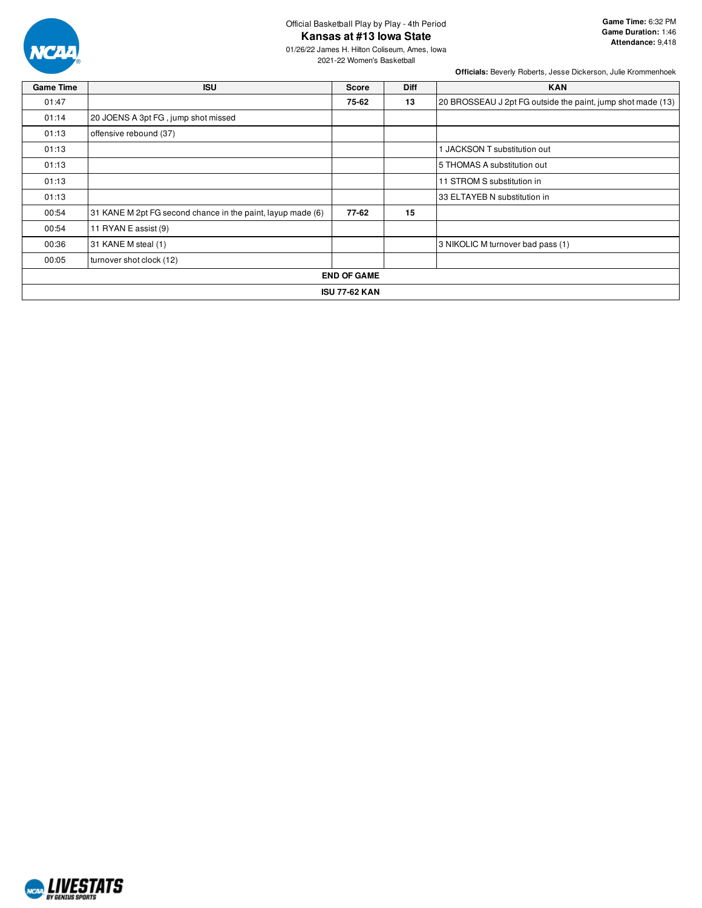Official Basketball Play by Play - 4th Period

# Kansas at #13 Iowa State

01/26/22 James H. Hilton Coliseum, Ames, Iowa
2021-22 Women's Basketball

**Game Time:** 6:32 PM
**Game Duration:** 1:46
**Attendance:** 9,418

**Officials:** Beverly Roberts, Jesse Dickerson, Julie Krommenhoek

| Game Time | ISU | Score | Diff | KAN |
|---|---|---|---|---|
| 01:47 | | 75-62 | 13 | 20 BROSSEAU J 2pt FG outside the paint, jump shot made (13) |
| 01:14 | 20 JOENS A 3pt FG , jump shot missed | | | |
| 01:13 | offensive rebound (37) | | | |
| 01:13 | | | | 1 JACKSON T substitution out |
| 01:13 | | | | 5 THOMAS A substitution out |
| 01:13 | | | | 11 STROM S substitution in |
| 01:13 | | | | 33 ELTAYEB N substitution in |
| 00:54 | 31 KANE M 2pt FG second chance in the paint, layup made (6) | 77-62 | 15 | |
| 00:54 | 11 RYAN E assist (9) | | | |
| 00:36 | 31 KANE M steal (1) | | | 3 NIKOLIC M turnover bad pass (1) |
| 00:05 | turnover shot clock (12) | | | |
| **END OF GAME** | | | | |
| **ISU 77-62 KAN** | | | | |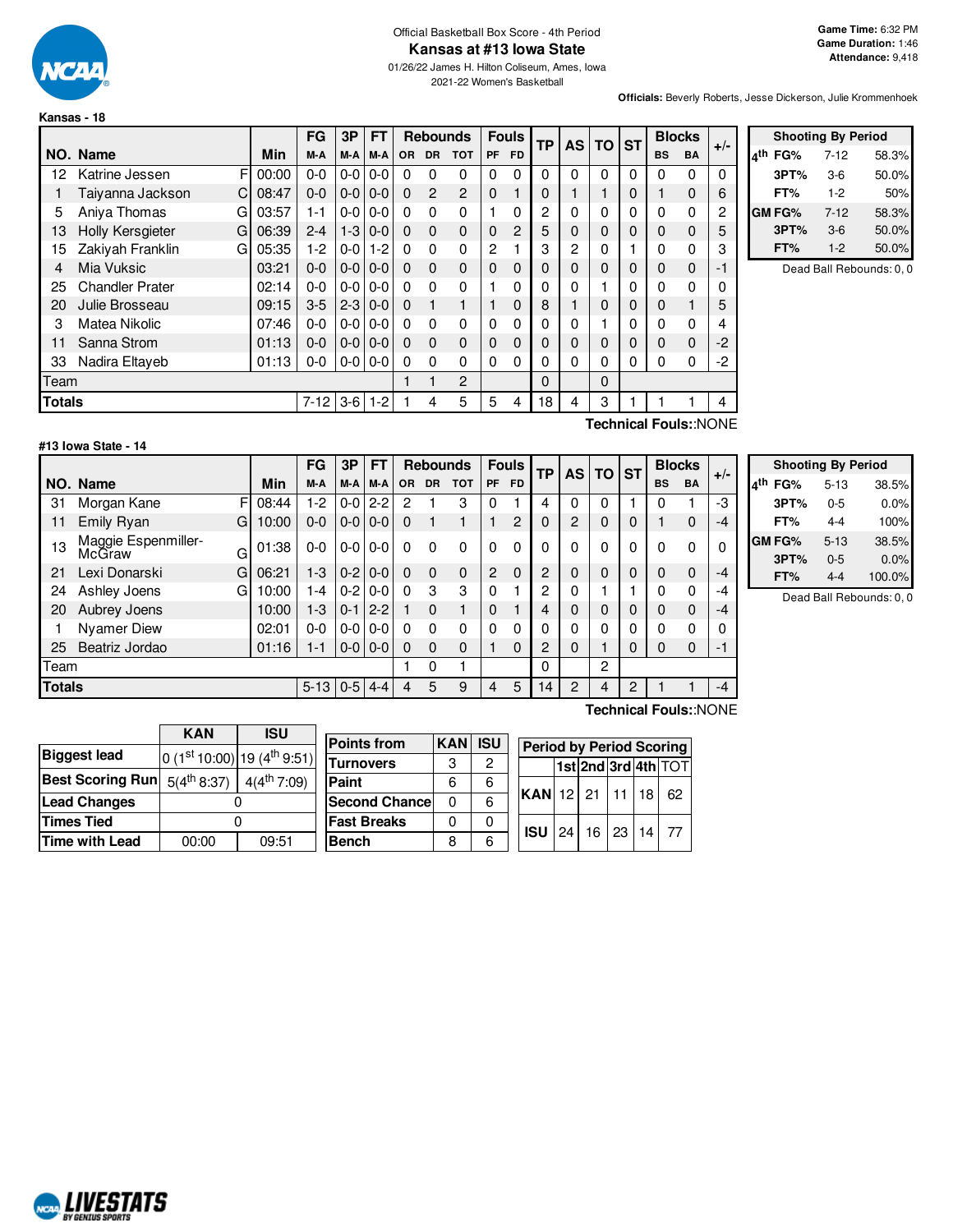Official Basketball Box Score - 4th Period

# Kansas at #13 Iowa State

01/26/22 James H. Hilton Coliseum, Ames, Iowa

2021-22 Women's Basketball

**Game Time:** 6:32 PM
**Game Duration:** 1:46
**Attendance:** 9,418

**Officials:** Beverly Roberts, Jesse Dickerson, Julie Krommenhoek

## Kansas - 18

| NO. | Name | | Min | FG M-A | 3P M-A | FT M-A | OR | DR | TOT | PF | FD | TP | AS | TO | ST | BS | BA | +/- |
|---|---|---|---|---|---|---|---|---|---|---|---|---|---|---|---|---|---|---|
| 12 | Katrine Jessen | F | 00:00 | 0-0 | 0-0 | 0-0 | 0 | 0 | 0 | 0 | 0 | 0 | 0 | 0 | 0 | 0 | 0 | 0 |
| 1 | Taiyanna Jackson | C | 08:47 | 0-0 | 0-0 | 0-0 | 0 | 2 | 2 | 0 | 1 | 0 | 1 | 1 | 0 | 1 | 0 | 6 |
| 5 | Aniya Thomas | G | 03:57 | 1-1 | 0-0 | 0-0 | 0 | 0 | 0 | 1 | 0 | 2 | 0 | 0 | 0 | 0 | 0 | 2 |
| 13 | Holly Kersgieter | G | 06:39 | 2-4 | 1-3 | 0-0 | 0 | 0 | 0 | 0 | 2 | 5 | 0 | 0 | 0 | 0 | 0 | 5 |
| 15 | Zakiyah Franklin | G | 05:35 | 1-2 | 0-0 | 1-2 | 0 | 0 | 0 | 2 | 1 | 3 | 2 | 0 | 1 | 0 | 0 | 3 |
| 4 | Mia Vuksic | | 03:21 | 0-0 | 0-0 | 0-0 | 0 | 0 | 0 | 0 | 0 | 0 | 0 | 0 | 0 | 0 | 0 | -1 |
| 25 | Chandler Prater | | 02:14 | 0-0 | 0-0 | 0-0 | 0 | 0 | 0 | 1 | 0 | 0 | 0 | 1 | 0 | 0 | 0 | 0 |
| 20 | Julie Brosseau | | 09:15 | 3-5 | 2-3 | 0-0 | 0 | 1 | 1 | 1 | 0 | 8 | 1 | 0 | 0 | 0 | 1 | 5 |
| 3 | Matea Nikolic | | 07:46 | 0-0 | 0-0 | 0-0 | 0 | 0 | 0 | 0 | 0 | 0 | 0 | 1 | 0 | 0 | 0 | 4 |
| 11 | Sanna Strom | | 01:13 | 0-0 | 0-0 | 0-0 | 0 | 0 | 0 | 0 | 0 | 0 | 0 | 0 | 0 | 0 | 0 | -2 |
| 33 | Nadira Eltayeb | | 01:13 | 0-0 | 0-0 | 0-0 | 0 | 0 | 0 | 0 | 0 | 0 | 0 | 0 | 0 | 0 | 0 | -2 |
| | Team | | | | | | 1 | 1 | 2 | | | 0 | | 0 | | | | |
| | **Totals** | | | 7-12 | 3-6 | 1-2 | 1 | 4 | 5 | 5 | 4 | 18 | 4 | 3 | 1 | 1 | 1 | 4 |

Technical Fouls::NONE

| Shooting By Period | | |
|---|---|---|
| 4th FG% | 7-12 | 58.3% |
| 3PT% | 3-6 | 50.0% |
| FT% | 1-2 | 50% |
| GM FG% | 7-12 | 58.3% |
| 3PT% | 3-6 | 50.0% |
| FT% | 1-2 | 50.0% |

Dead Ball Rebounds: 0, 0

## #13 Iowa State - 14

| NO. | Name | | Min | FG M-A | 3P M-A | FT M-A | OR | DR | TOT | PF | FD | TP | AS | TO | ST | BS | BA | +/- |
|---|---|---|---|---|---|---|---|---|---|---|---|---|---|---|---|---|---|---|
| 31 | Morgan Kane | F | 08:44 | 1-2 | 0-0 | 2-2 | 2 | 1 | 3 | 0 | 1 | 4 | 0 | 0 | 1 | 0 | 1 | -3 |
| 11 | Emily Ryan | G | 10:00 | 0-0 | 0-0 | 0-0 | 0 | 1 | 1 | 1 | 2 | 0 | 2 | 0 | 0 | 1 | 0 | -4 |
| 13 | Maggie Espenmiller-McGraw | G | 01:38 | 0-0 | 0-0 | 0-0 | 0 | 0 | 0 | 0 | 0 | 0 | 0 | 0 | 0 | 0 | 0 | 0 |
| 21 | Lexi Donarski | G | 06:21 | 1-3 | 0-2 | 0-0 | 0 | 0 | 0 | 2 | 0 | 2 | 0 | 0 | 0 | 0 | 0 | -4 |
| 24 | Ashley Joens | G | 10:00 | 1-4 | 0-2 | 0-0 | 0 | 3 | 3 | 0 | 1 | 2 | 0 | 1 | 1 | 0 | 0 | -4 |
| 20 | Aubrey Joens | | 10:00 | 1-3 | 0-1 | 2-2 | 1 | 0 | 1 | 0 | 1 | 4 | 0 | 0 | 0 | 0 | 0 | -4 |
| 1 | Nyamer Diew | | 02:01 | 0-0 | 0-0 | 0-0 | 0 | 0 | 0 | 0 | 0 | 0 | 0 | 0 | 0 | 0 | 0 | 0 |
| 25 | Beatriz Jordao | | 01:16 | 1-1 | 0-0 | 0-0 | 0 | 0 | 0 | 1 | 0 | 2 | 0 | 1 | 0 | 0 | 0 | -1 |
| | Team | | | | | | 1 | 0 | 1 | | | 0 | | 2 | | | | |
| | **Totals** | | | 5-13 | 0-5 | 4-4 | 4 | 5 | 9 | 4 | 5 | 14 | 2 | 4 | 2 | 1 | 1 | -4 |

Technical Fouls::NONE

| Shooting By Period | | |
|---|---|---|
| 4th FG% | 5-13 | 38.5% |
| 3PT% | 0-5 | 0.0% |
| FT% | 4-4 | 100% |
| GM FG% | 5-13 | 38.5% |
| 3PT% | 0-5 | 0.0% |
| FT% | 4-4 | 100.0% |

Dead Ball Rebounds: 0, 0

| | KAN | ISU |
|---|---|---|
| **Biggest lead** | 0 (1st 10:00) | 19 (4th 9:51) |
| **Best Scoring Run** | 5(4th 8:37) | 4(4th 7:09) |
| **Lead Changes** | 0 | |
| **Times Tied** | 0 | |
| **Time with Lead** | 00:00 | 09:51 |

| Points from | KAN | ISU |
|---|---|---|
| Turnovers | 3 | 2 |
| Paint | 6 | 6 |
| Second Chance | 0 | 6 |
| Fast Breaks | 0 | 0 |
| Bench | 8 | 6 |

| Period by Period Scoring | 1st | 2nd | 3rd | 4th | TOT |
|---|---|---|---|---|---|
| KAN | 12 | 21 | 11 | 18 | 62 |
| ISU | 24 | 16 | 23 | 14 | 77 |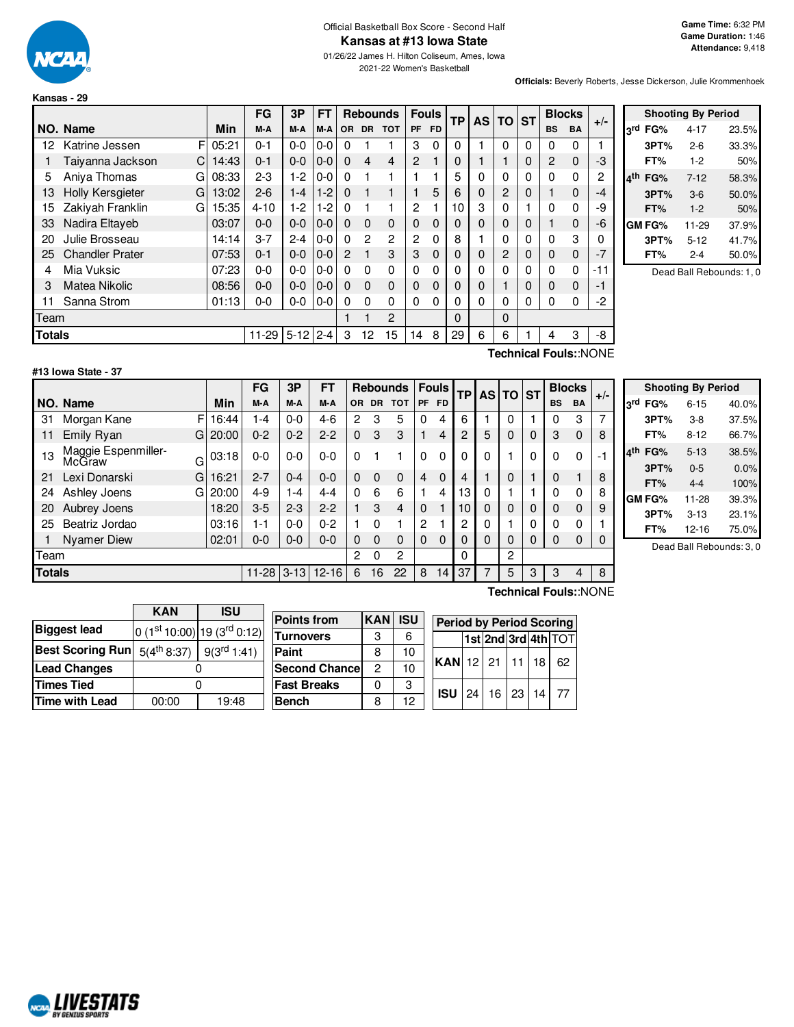Official Basketball Box Score - Second Half

# Kansas at #13 Iowa State

01/26/22 James H. Hilton Coliseum, Ames, Iowa

2021-22 Women's Basketball

**Game Time:** 6:32 PM
**Game Duration:** 1:46
**Attendance:** 9,418

**Officials:** Beverly Roberts, Jesse Dickerson, Julie Krommenhoek

## Kansas - 29

| NO. | Name | | Min | FG M-A | 3P M-A | FT M-A | OR | DR | TOT | PF | FD | TP | AS | TO | ST | BS | BA | +/- |
|---|---|---|---|---|---|---|---|---|---|---|---|---|---|---|---|---|---|---|
| 12 | Katrine Jessen | F | 05:21 | 0-1 | 0-0 | 0-0 | 0 | 1 | 1 | 3 | 0 | 0 | 1 | 0 | 0 | 0 | 0 | 1 |
| 1 | Taiyanna Jackson | C | 14:43 | 0-1 | 0-0 | 0-0 | 0 | 4 | 4 | 2 | 1 | 0 | 1 | 1 | 0 | 2 | 0 | -3 |
| 5 | Aniya Thomas | G | 08:33 | 2-3 | 1-2 | 0-0 | 0 | 1 | 1 | 1 | 1 | 5 | 0 | 0 | 0 | 0 | 0 | 2 |
| 13 | Holly Kersgieter | G | 13:02 | 2-6 | 1-4 | 1-2 | 0 | 1 | 1 | 1 | 5 | 6 | 0 | 2 | 0 | 1 | 0 | -4 |
| 15 | Zakiyah Franklin | G | 15:35 | 4-10 | 1-2 | 1-2 | 0 | 1 | 1 | 2 | 1 | 10 | 3 | 0 | 1 | 0 | 0 | -9 |
| 33 | Nadira Eltayeb | | 03:07 | 0-0 | 0-0 | 0-0 | 0 | 0 | 0 | 0 | 0 | 0 | 0 | 0 | 0 | 1 | 0 | -6 |
| 20 | Julie Brosseau | | 14:14 | 3-7 | 2-4 | 0-0 | 0 | 2 | 2 | 2 | 0 | 8 | 1 | 0 | 0 | 0 | 3 | 0 |
| 25 | Chandler Prater | | 07:53 | 0-1 | 0-0 | 0-0 | 2 | 1 | 3 | 3 | 0 | 0 | 0 | 2 | 0 | 0 | 0 | -7 |
| 4 | Mia Vuksic | | 07:23 | 0-0 | 0-0 | 0-0 | 0 | 0 | 0 | 0 | 0 | 0 | 0 | 0 | 0 | 0 | 0 | -11 |
| 3 | Matea Nikolic | | 08:56 | 0-0 | 0-0 | 0-0 | 0 | 0 | 0 | 0 | 0 | 0 | 0 | 1 | 0 | 0 | 0 | -1 |
| 11 | Sanna Strom | | 01:13 | 0-0 | 0-0 | 0-0 | 0 | 0 | 0 | 0 | 0 | 0 | 0 | 0 | 0 | 0 | 0 | -2 |
| Team | | | | | | | 1 | 1 | 2 | | | 0 | | 0 | | | | |
| **Totals** | | | | 11-29 | 5-12 | 2-4 | 3 | 12 | 15 | 14 | 8 | 29 | 6 | 6 | 1 | 4 | 3 | -8 |

Technical Fouls::NONE

| Shooting By Period | | |
|---|---|---|
| 3rd FG% | 4-17 | 23.5% |
| 3PT% | 2-6 | 33.3% |
| FT% | 1-2 | 50% |
| 4th FG% | 7-12 | 58.3% |
| 3PT% | 3-6 | 50.0% |
| FT% | 1-2 | 50% |
| GM FG% | 11-29 | 37.9% |
| 3PT% | 5-12 | 41.7% |
| FT% | 2-4 | 50.0% |

Dead Ball Rebounds: 1, 0

## #13 Iowa State - 37

| NO. | Name | | Min | FG M-A | 3P M-A | FT M-A | OR | DR | TOT | PF | FD | TP | AS | TO | ST | BS | BA | +/- |
|---|---|---|---|---|---|---|---|---|---|---|---|---|---|---|---|---|---|---|
| 31 | Morgan Kane | F | 16:44 | 1-4 | 0-0 | 4-6 | 2 | 3 | 5 | 0 | 4 | 6 | 1 | 0 | 1 | 0 | 3 | 7 |
| 11 | Emily Ryan | G | 20:00 | 0-2 | 0-2 | 2-2 | 0 | 3 | 3 | 1 | 4 | 2 | 5 | 0 | 0 | 3 | 0 | 8 |
| 13 | Maggie Espenmiller-McGraw | G | 03:18 | 0-0 | 0-0 | 0-0 | 0 | 1 | 1 | 0 | 0 | 0 | 0 | 1 | 0 | 0 | 0 | -1 |
| 21 | Lexi Donarski | G | 16:21 | 2-7 | 0-4 | 0-0 | 0 | 0 | 0 | 4 | 0 | 4 | 1 | 0 | 1 | 0 | 1 | 8 |
| 24 | Ashley Joens | G | 20:00 | 4-9 | 1-4 | 4-4 | 0 | 6 | 6 | 1 | 4 | 13 | 0 | 1 | 1 | 0 | 0 | 8 |
| 20 | Aubrey Joens | | 18:20 | 3-5 | 2-3 | 2-2 | 1 | 3 | 4 | 0 | 1 | 10 | 0 | 0 | 0 | 0 | 0 | 9 |
| 25 | Beatriz Jordao | | 03:16 | 1-1 | 0-0 | 0-2 | 1 | 0 | 1 | 2 | 1 | 2 | 0 | 1 | 0 | 0 | 0 | 1 |
| 1 | Nyamer Diew | | 02:01 | 0-0 | 0-0 | 0-0 | 0 | 0 | 0 | 0 | 0 | 0 | 0 | 0 | 0 | 0 | 0 | 0 |
| Team | | | | | | | 2 | 0 | 2 | | | 0 | | 2 | | | | |
| **Totals** | | | | 11-28 | 3-13 | 12-16 | 6 | 16 | 22 | 8 | 14 | 37 | 7 | 5 | 3 | 3 | 4 | 8 |

Technical Fouls::NONE

| Shooting By Period | | |
|---|---|---|
| 3rd FG% | 6-15 | 40.0% |
| 3PT% | 3-8 | 37.5% |
| FT% | 8-12 | 66.7% |
| 4th FG% | 5-13 | 38.5% |
| 3PT% | 0-5 | 0.0% |
| FT% | 4-4 | 100% |
| GM FG% | 11-28 | 39.3% |
| 3PT% | 3-13 | 23.1% |
| FT% | 12-16 | 75.0% |

Dead Ball Rebounds: 3, 0

| | KAN | ISU |
|---|---|---|
| Biggest lead | 0 (1st 10:00) | 19 (3rd 0:12) |
| Best Scoring Run | 5(4th 8:37) | 9(3rd 1:41) |
| Lead Changes | 0 | |
| Times Tied | 0 | |
| Time with Lead | 00:00 | 19:48 |

| Points from | KAN | ISU |
|---|---|---|
| Turnovers | 3 | 6 |
| Paint | 8 | 10 |
| Second Chance | 2 | 10 |
| Fast Breaks | 0 | 3 |
| Bench | 8 | 12 |

| Period by Period Scoring | 1st | 2nd | 3rd | 4th | TOT |
|---|---|---|---|---|---|
| KAN | 12 | 21 | 11 | 18 | 62 |
| ISU | 24 | 16 | 23 | 14 | 77 |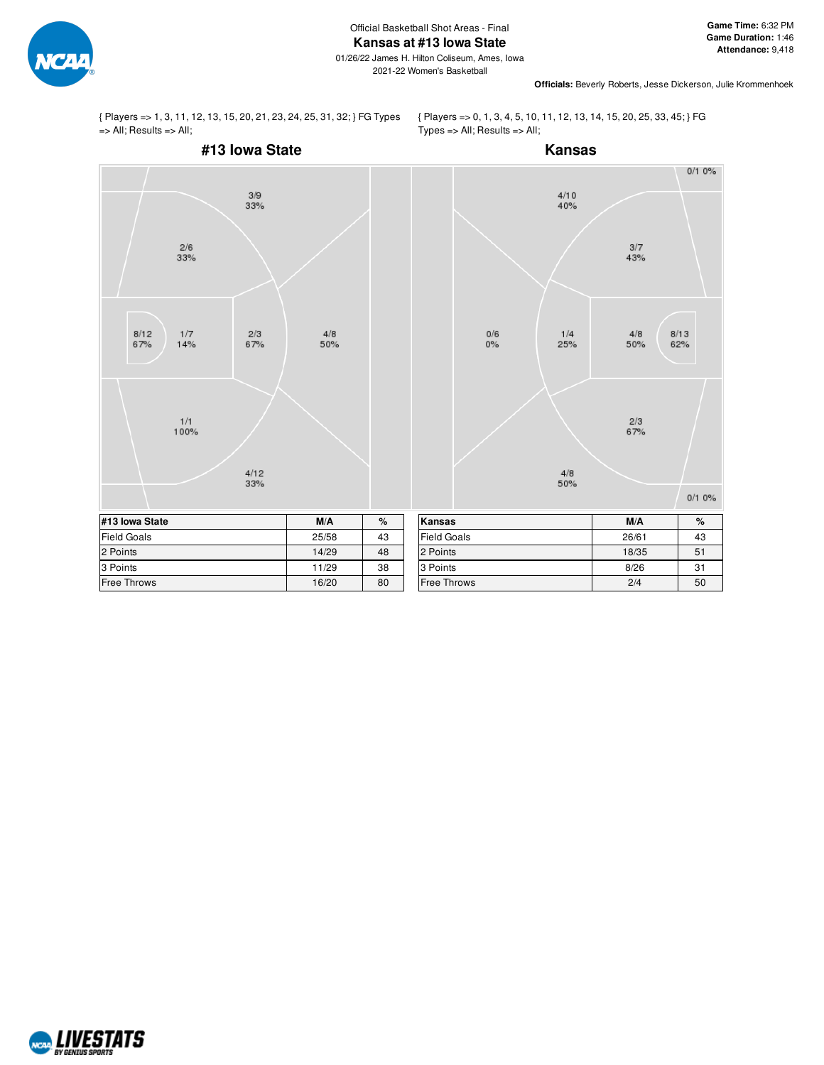Official Basketball Shot Areas - Final

# Kansas at #13 Iowa State

01/26/22 James H. Hilton Coliseum, Ames, Iowa

2021-22 Women's Basketball

**Game Time:** 6:32 PM
**Game Duration:** 1:46
**Attendance:** 9,418

**Officials:** Beverly Roberts, Jesse Dickerson, Julie Krommenhoek

{ Players => 1, 3, 11, 12, 13, 15, 20, 21, 23, 24, 25, 31, 32; } FG Types => All; Results => All;

## #13 Iowa State

3/9 33%
2/6 33%
8/12 67%
1/7 14%
2/3 67%
4/8 50%
1/1 100%
4/12 33%

| #13 Iowa State | M/A | % |
|---|---|---|
| Field Goals | 25/58 | 43 |
| 2 Points | 14/29 | 48 |
| 3 Points | 11/29 | 38 |
| Free Throws | 16/20 | 80 |

{ Players => 0, 1, 3, 4, 5, 10, 11, 12, 13, 14, 15, 20, 25, 33, 45; } FG Types => All; Results => All;

## Kansas

0/1 0%
4/10 40%
3/7 43%
0/6 0%
1/4 25%
4/8 50%
8/13 62%
2/3 67%
4/8 50%
0/1 0%

| Kansas | M/A | % |
|---|---|---|
| Field Goals | 26/61 | 43 |
| 2 Points | 18/35 | 51 |
| 3 Points | 8/26 | 31 |
| Free Throws | 2/4 | 50 |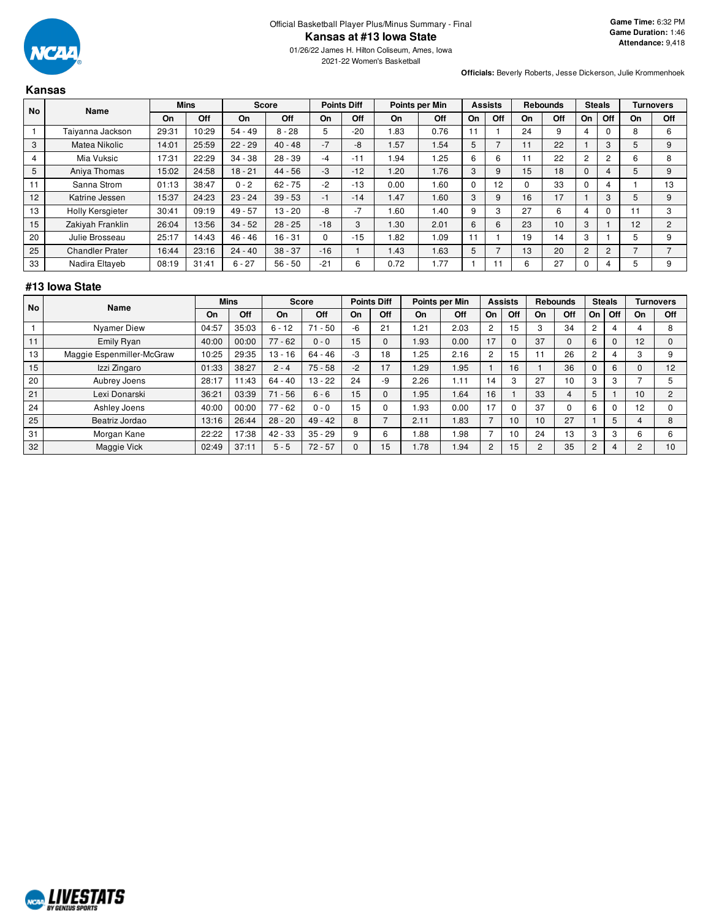Official Basketball Player Plus/Minus Summary - Final

# Kansas at #13 Iowa State

01/26/22 James H. Hilton Coliseum, Ames, Iowa

2021-22 Women's Basketball

**Game Time:** 6:32 PM
**Game Duration:** 1:46
**Attendance:** 9,418

**Officials:** Beverly Roberts, Jesse Dickerson, Julie Krommenhoek

## Kansas

| No | Name | Mins | | Score | | Points Diff | | Points per Min | | Assists | | Rebounds | | Steals | | Turnovers | |
|---|---|---|---|---|---|---|---|---|---|---|---|---|---|---|---|---|---|
| | | On | Off | On | Off | On | Off | On | Off | On | Off | On | Off | On | Off | On | Off |
| 1 | Taiyanna Jackson | 29:31 | 10:29 | 54 - 49 | 8 - 28 | 5 | -20 | 1.83 | 0.76 | 11 | 1 | 24 | 9 | 4 | 0 | 8 | 6 |
| 3 | Matea Nikolic | 14:01 | 25:59 | 22 - 29 | 40 - 48 | -7 | -8 | 1.57 | 1.54 | 5 | 7 | 11 | 22 | 1 | 3 | 5 | 9 |
| 4 | Mia Vuksic | 17:31 | 22:29 | 34 - 38 | 28 - 39 | -4 | -11 | 1.94 | 1.25 | 6 | 6 | 11 | 22 | 2 | 2 | 6 | 8 |
| 5 | Aniya Thomas | 15:02 | 24:58 | 18 - 21 | 44 - 56 | -3 | -12 | 1.20 | 1.76 | 3 | 9 | 15 | 18 | 0 | 4 | 5 | 9 |
| 11 | Sanna Strom | 01:13 | 38:47 | 0 - 2 | 62 - 75 | -2 | -13 | 0.00 | 1.60 | 0 | 12 | 0 | 33 | 0 | 4 | 1 | 13 |
| 12 | Katrine Jessen | 15:37 | 24:23 | 23 - 24 | 39 - 53 | -1 | -14 | 1.47 | 1.60 | 3 | 9 | 16 | 17 | 1 | 3 | 5 | 9 |
| 13 | Holly Kersgieter | 30:41 | 09:19 | 49 - 57 | 13 - 20 | -8 | -7 | 1.60 | 1.40 | 9 | 3 | 27 | 6 | 4 | 0 | 11 | 3 |
| 15 | Zakiyah Franklin | 26:04 | 13:56 | 34 - 52 | 28 - 25 | -18 | 3 | 1.30 | 2.01 | 6 | 6 | 23 | 10 | 3 | 1 | 12 | 2 |
| 20 | Julie Brosseau | 25:17 | 14:43 | 46 - 46 | 16 - 31 | 0 | -15 | 1.82 | 1.09 | 11 | 1 | 19 | 14 | 3 | 1 | 5 | 9 |
| 25 | Chandler Prater | 16:44 | 23:16 | 24 - 40 | 38 - 37 | -16 | 1 | 1.43 | 1.63 | 5 | 7 | 13 | 20 | 2 | 2 | 7 | 7 |
| 33 | Nadira Eltayeb | 08:19 | 31:41 | 6 - 27 | 56 - 50 | -21 | 6 | 0.72 | 1.77 | 1 | 11 | 6 | 27 | 0 | 4 | 5 | 9 |

## #13 Iowa State

| No | Name | Mins | | Score | | Points Diff | | Points per Min | | Assists | | Rebounds | | Steals | | Turnovers | |
|---|---|---|---|---|---|---|---|---|---|---|---|---|---|---|---|---|---|
| | | On | Off | On | Off | On | Off | On | Off | On | Off | On | Off | On | Off | On | Off |
| 1 | Nyamer Diew | 04:57 | 35:03 | 6 - 12 | 71 - 50 | -6 | 21 | 1.21 | 2.03 | 2 | 15 | 3 | 34 | 2 | 4 | 4 | 8 |
| 11 | Emily Ryan | 40:00 | 00:00 | 77 - 62 | 0 - 0 | 15 | 0 | 1.93 | 0.00 | 17 | 0 | 37 | 0 | 6 | 0 | 12 | 0 |
| 13 | Maggie Espenmiller-McGraw | 10:25 | 29:35 | 13 - 16 | 64 - 46 | -3 | 18 | 1.25 | 2.16 | 2 | 15 | 11 | 26 | 2 | 4 | 3 | 9 |
| 15 | Izzi Zingaro | 01:33 | 38:27 | 2 - 4 | 75 - 58 | -2 | 17 | 1.29 | 1.95 | 1 | 16 | 1 | 36 | 0 | 6 | 0 | 12 |
| 20 | Aubrey Joens | 28:17 | 11:43 | 64 - 40 | 13 - 22 | 24 | -9 | 2.26 | 1.11 | 14 | 3 | 27 | 10 | 3 | 3 | 7 | 5 |
| 21 | Lexi Donarski | 36:21 | 03:39 | 71 - 56 | 6 - 6 | 15 | 0 | 1.95 | 1.64 | 16 | 1 | 33 | 4 | 5 | 1 | 10 | 2 |
| 24 | Ashley Joens | 40:00 | 00:00 | 77 - 62 | 0 - 0 | 15 | 0 | 1.93 | 0.00 | 17 | 0 | 37 | 0 | 6 | 0 | 12 | 0 |
| 25 | Beatriz Jordao | 13:16 | 26:44 | 28 - 20 | 49 - 42 | 8 | 7 | 2.11 | 1.83 | 7 | 10 | 10 | 27 | 1 | 5 | 4 | 8 |
| 31 | Morgan Kane | 22:22 | 17:38 | 42 - 33 | 35 - 29 | 9 | 6 | 1.88 | 1.98 | 7 | 10 | 24 | 13 | 3 | 3 | 6 | 6 |
| 32 | Maggie Vick | 02:49 | 37:11 | 5 - 5 | 72 - 57 | 0 | 15 | 1.78 | 1.94 | 2 | 15 | 2 | 35 | 2 | 4 | 2 | 10 |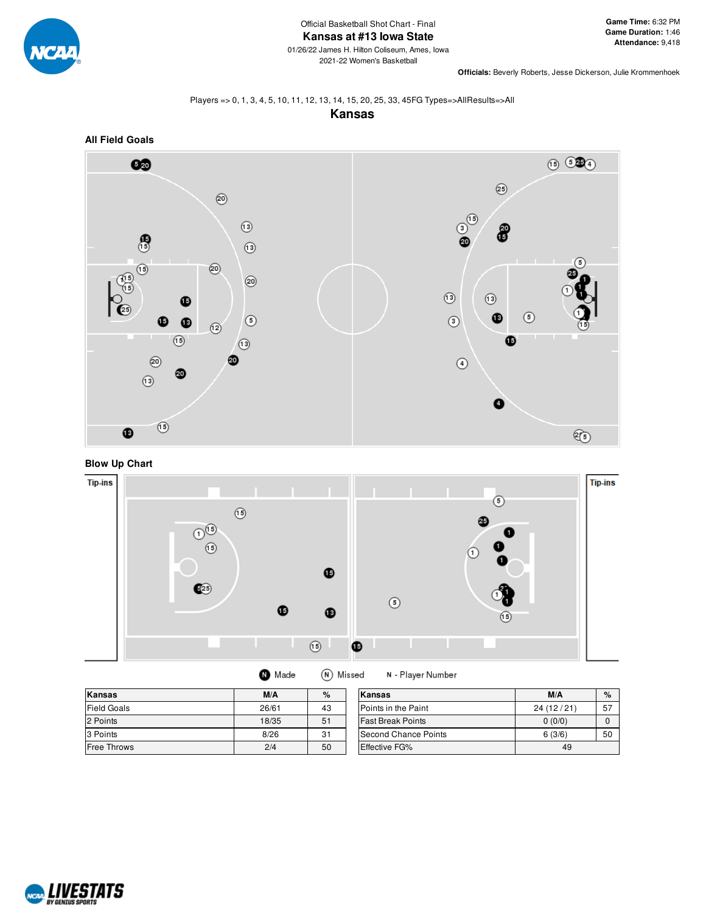Official Basketball Shot Chart - Final

# Kansas at #13 Iowa State

01/26/22 James H. Hilton Coliseum, Ames, Iowa

2021-22 Women's Basketball

**Game Time:** 6:32 PM
**Game Duration:** 1:46
**Attendance:** 9,418

**Officials:** Beverly Roberts, Jesse Dickerson, Julie Krommenhoek

Players => 0, 1, 3, 4, 5, 10, 11, 12, 13, 14, 15, 20, 25, 33, 45FG Types=>AllResults=>All

## Kansas

### All Field Goals

### Blow Up Chart

Tip-ins

Tip-ins

N Made   N Missed   N - Player Number

| Kansas | M/A | % |
|---|---|---|
| Field Goals | 26/61 | 43 |
| 2 Points | 18/35 | 51 |
| 3 Points | 8/26 | 31 |
| Free Throws | 2/4 | 50 |

| Kansas | M/A | % |
|---|---|---|
| Points in the Paint | 24 (12 / 21) | 57 |
| Fast Break Points | 0 (0/0) | 0 |
| Second Chance Points | 6 (3/6) | 50 |
| Effective FG% | 49 | |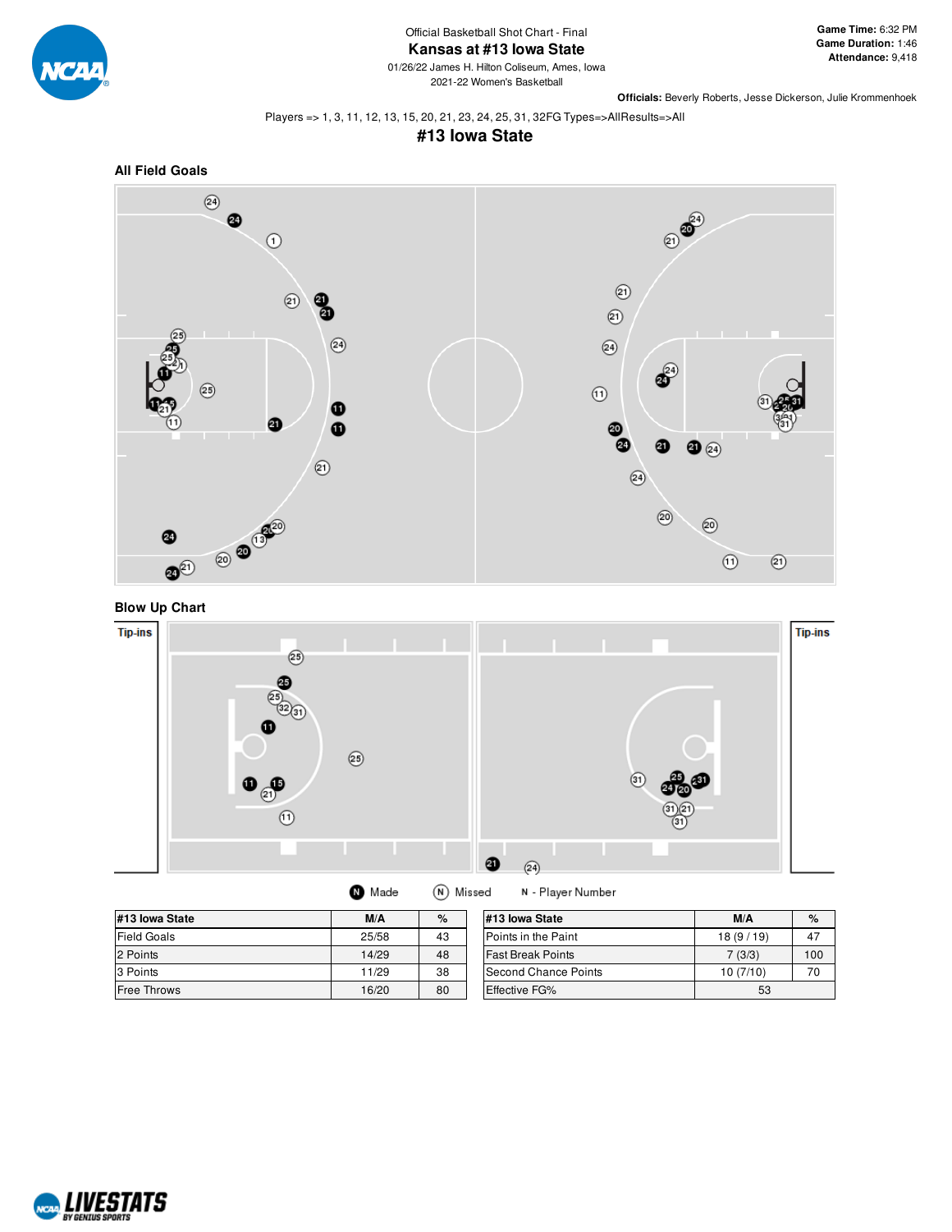Official Basketball Shot Chart - Final

# Kansas at #13 Iowa State

01/26/22 James H. Hilton Coliseum, Ames, Iowa

2021-22 Women's Basketball

**Game Time:** 6:32 PM
**Game Duration:** 1:46
**Attendance:** 9,418

**Officials:** Beverly Roberts, Jesse Dickerson, Julie Krommenhoek

Players => 1, 3, 11, 12, 13, 15, 20, 21, 23, 24, 25, 31, 32FG Types=>AllResults=>All

## #13 Iowa State

### All Field Goals

### Blow Up Chart

Tip-ins

Tip-ins

N Made   N Missed   N - Player Number

| #13 Iowa State | M/A | % |
|---|---|---|
| Field Goals | 25/58 | 43 |
| 2 Points | 14/29 | 48 |
| 3 Points | 11/29 | 38 |
| Free Throws | 16/20 | 80 |

| #13 Iowa State | M/A | % |
|---|---|---|
| Points in the Paint | 18 (9 / 19) | 47 |
| Fast Break Points | 7 (3/3) | 100 |
| Second Chance Points | 10 (7/10) | 70 |
| Effective FG% | 53 | |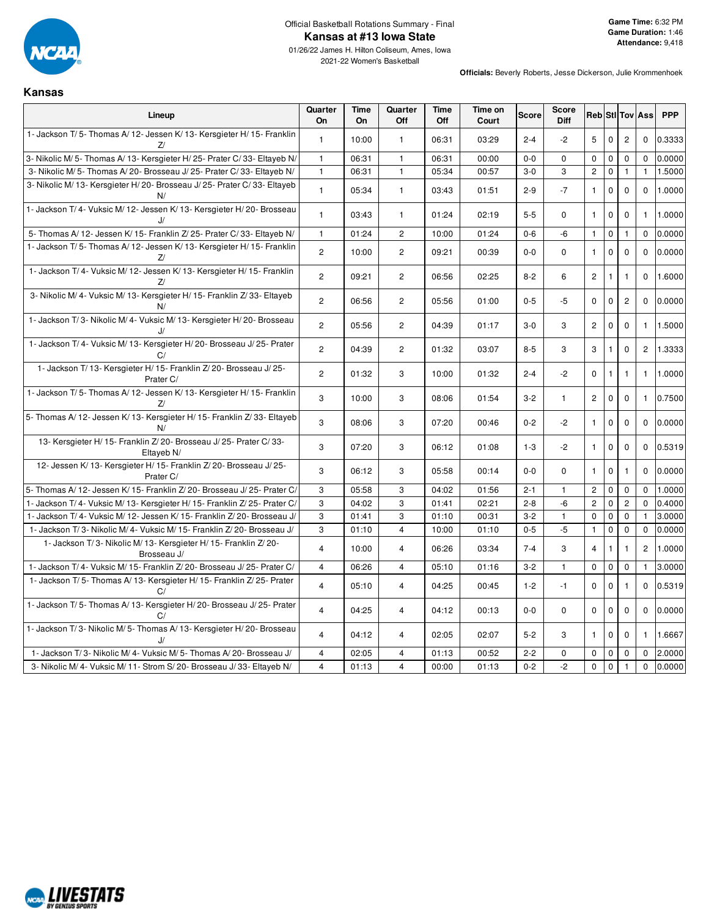Official Basketball Rotations Summary - Final

# Kansas at #13 Iowa State

01/26/22 James H. Hilton Coliseum, Ames, Iowa
2021-22 Women's Basketball

**Game Time:** 6:32 PM
**Game Duration:** 1:46
**Attendance:** 9,418

**Officials:** Beverly Roberts, Jesse Dickerson, Julie Krommenhoek

## Kansas

| Lineup | Quarter On | Time On | Quarter Off | Time Off | Time on Court | Score | Score Diff | Reb | Stl | Tov | Ass | PPP |
|---|---|---|---|---|---|---|---|---|---|---|---|---|
| 1- Jackson T/ 5- Thomas A/ 12- Jessen K/ 13- Kersgieter H/ 15- Franklin Z/ | 1 | 10:00 | 1 | 06:31 | 03:29 | 2-4 | -2 | 5 | 0 | 2 | 0 | 0.3333 |
| 3- Nikolic M/ 5- Thomas A/ 13- Kersgieter H/ 25- Prater C/ 33- Eltayeb N/ | 1 | 06:31 | 1 | 06:31 | 00:00 | 0-0 | 0 | 0 | 0 | 0 | 0 | 0.0000 |
| 3- Nikolic M/ 5- Thomas A/ 20- Brosseau J/ 25- Prater C/ 33- Eltayeb N/ | 1 | 06:31 | 1 | 05:34 | 00:57 | 3-0 | 3 | 2 | 0 | 1 | 1 | 1.5000 |
| 3- Nikolic M/ 13- Kersgieter H/ 20- Brosseau J/ 25- Prater C/ 33- Eltayeb N/ | 1 | 05:34 | 1 | 03:43 | 01:51 | 2-9 | -7 | 1 | 0 | 0 | 0 | 1.0000 |
| 1- Jackson T/ 4- Vuksic M/ 12- Jessen K/ 13- Kersgieter H/ 20- Brosseau J/ | 1 | 03:43 | 1 | 01:24 | 02:19 | 5-5 | 0 | 1 | 0 | 0 | 1 | 1.0000 |
| 5- Thomas A/ 12- Jessen K/ 15- Franklin Z/ 25- Prater C/ 33- Eltayeb N/ | 1 | 01:24 | 2 | 10:00 | 01:24 | 0-6 | -6 | 1 | 0 | 1 | 0 | 0.0000 |
| 1- Jackson T/ 5- Thomas A/ 12- Jessen K/ 13- Kersgieter H/ 15- Franklin Z/ | 2 | 10:00 | 2 | 09:21 | 00:39 | 0-0 | 0 | 1 | 0 | 0 | 0 | 0.0000 |
| 1- Jackson T/ 4- Vuksic M/ 12- Jessen K/ 13- Kersgieter H/ 15- Franklin Z/ | 2 | 09:21 | 2 | 06:56 | 02:25 | 8-2 | 6 | 2 | 1 | 1 | 0 | 1.6000 |
| 3- Nikolic M/ 4- Vuksic M/ 13- Kersgieter H/ 15- Franklin Z/ 33- Eltayeb N/ | 2 | 06:56 | 2 | 05:56 | 01:00 | 0-5 | -5 | 0 | 0 | 2 | 0 | 0.0000 |
| 1- Jackson T/ 3- Nikolic M/ 4- Vuksic M/ 13- Kersgieter H/ 20- Brosseau J/ | 2 | 05:56 | 2 | 04:39 | 01:17 | 3-0 | 3 | 2 | 0 | 0 | 1 | 1.5000 |
| 1- Jackson T/ 4- Vuksic M/ 13- Kersgieter H/ 20- Brosseau J/ 25- Prater C/ | 2 | 04:39 | 2 | 01:32 | 03:07 | 8-5 | 3 | 3 | 1 | 0 | 2 | 1.3333 |
| 1- Jackson T/ 13- Kersgieter H/ 15- Franklin Z/ 20- Brosseau J/ 25- Prater C/ | 2 | 01:32 | 3 | 10:00 | 01:32 | 2-4 | -2 | 0 | 1 | 1 | 1 | 1.0000 |
| 1- Jackson T/ 5- Thomas A/ 12- Jessen K/ 13- Kersgieter H/ 15- Franklin Z/ | 3 | 10:00 | 3 | 08:06 | 01:54 | 3-2 | 1 | 2 | 0 | 0 | 1 | 0.7500 |
| 5- Thomas A/ 12- Jessen K/ 13- Kersgieter H/ 15- Franklin Z/ 33- Eltayeb N/ | 3 | 08:06 | 3 | 07:20 | 00:46 | 0-2 | -2 | 1 | 0 | 0 | 0 | 0.0000 |
| 13- Kersgieter H/ 15- Franklin Z/ 20- Brosseau J/ 25- Prater C/ 33- Eltayeb N/ | 3 | 07:20 | 3 | 06:12 | 01:08 | 1-3 | -2 | 1 | 0 | 0 | 0 | 0.5319 |
| 12- Jessen K/ 13- Kersgieter H/ 15- Franklin Z/ 20- Brosseau J/ 25- Prater C/ | 3 | 06:12 | 3 | 05:58 | 00:14 | 0-0 | 0 | 1 | 0 | 1 | 0 | 0.0000 |
| 5- Thomas A/ 12- Jessen K/ 15- Franklin Z/ 20- Brosseau J/ 25- Prater C/ | 3 | 05:58 | 3 | 04:02 | 01:56 | 2-1 | 1 | 2 | 0 | 0 | 0 | 1.0000 |
| 1- Jackson T/ 4- Vuksic M/ 13- Kersgieter H/ 15- Franklin Z/ 25- Prater C/ | 3 | 04:02 | 3 | 01:41 | 02:21 | 2-8 | -6 | 2 | 0 | 2 | 0 | 0.4000 |
| 1- Jackson T/ 4- Vuksic M/ 12- Jessen K/ 15- Franklin Z/ 20- Brosseau J/ | 3 | 01:41 | 3 | 01:10 | 00:31 | 3-2 | 1 | 0 | 0 | 0 | 1 | 3.0000 |
| 1- Jackson T/ 3- Nikolic M/ 4- Vuksic M/ 15- Franklin Z/ 20- Brosseau J/ | 3 | 01:10 | 4 | 10:00 | 01:10 | 0-5 | -5 | 1 | 0 | 0 | 0 | 0.0000 |
| 1- Jackson T/ 3- Nikolic M/ 13- Kersgieter H/ 15- Franklin Z/ 20- Brosseau J/ | 4 | 10:00 | 4 | 06:26 | 03:34 | 7-4 | 3 | 4 | 1 | 1 | 2 | 1.0000 |
| 1- Jackson T/ 4- Vuksic M/ 15- Franklin Z/ 20- Brosseau J/ 25- Prater C/ | 4 | 06:26 | 4 | 05:10 | 01:16 | 3-2 | 1 | 0 | 0 | 0 | 1 | 3.0000 |
| 1- Jackson T/ 5- Thomas A/ 13- Kersgieter H/ 15- Franklin Z/ 25- Prater C/ | 4 | 05:10 | 4 | 04:25 | 00:45 | 1-2 | -1 | 0 | 0 | 1 | 0 | 0.5319 |
| 1- Jackson T/ 5- Thomas A/ 13- Kersgieter H/ 20- Brosseau J/ 25- Prater C/ | 4 | 04:25 | 4 | 04:12 | 00:13 | 0-0 | 0 | 0 | 0 | 0 | 0 | 0.0000 |
| 1- Jackson T/ 3- Nikolic M/ 5- Thomas A/ 13- Kersgieter H/ 20- Brosseau J/ | 4 | 04:12 | 4 | 02:05 | 02:07 | 5-2 | 3 | 1 | 0 | 0 | 1 | 1.6667 |
| 1- Jackson T/ 3- Nikolic M/ 4- Vuksic M/ 5- Thomas A/ 20- Brosseau J/ | 4 | 02:05 | 4 | 01:13 | 00:52 | 2-2 | 0 | 0 | 0 | 0 | 0 | 2.0000 |
| 3- Nikolic M/ 4- Vuksic M/ 11- Strom S/ 20- Brosseau J/ 33- Eltayeb N/ | 4 | 01:13 | 4 | 00:00 | 01:13 | 0-2 | -2 | 0 | 0 | 1 | 0 | 0.0000 |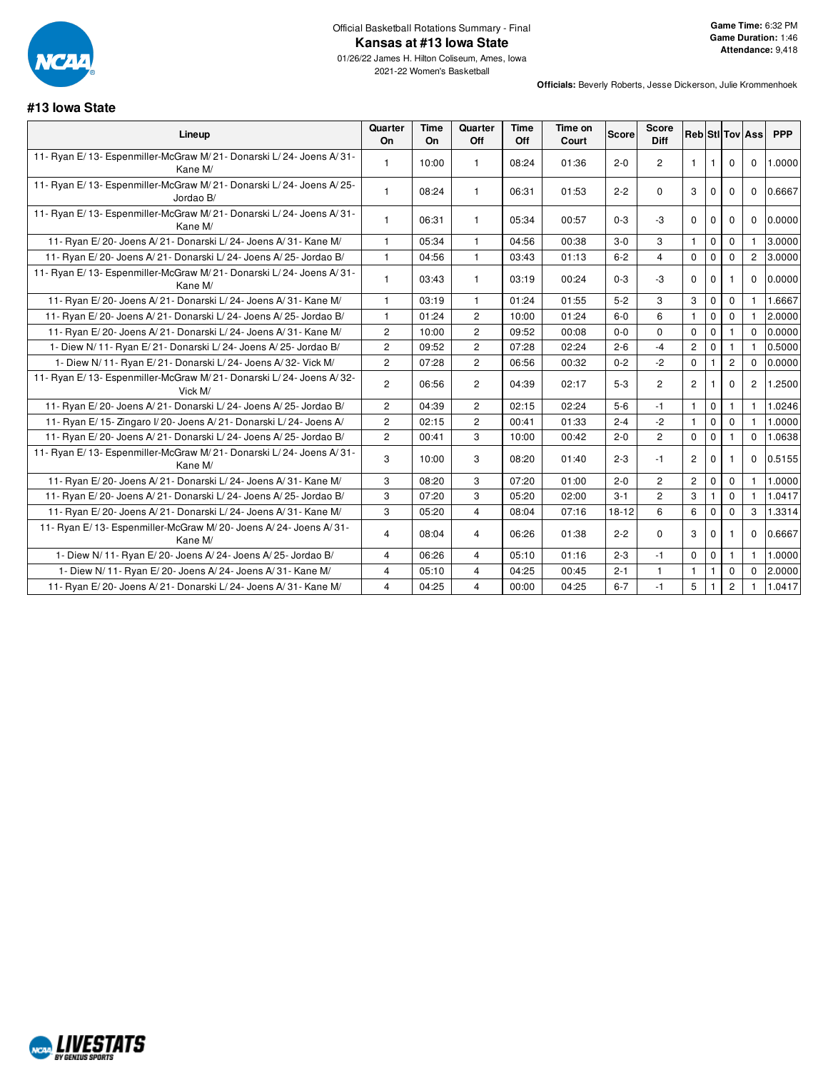Official Basketball Rotations Summary - Final

# Kansas at #13 Iowa State

01/26/22 James H. Hilton Coliseum, Ames, Iowa

2021-22 Women's Basketball

**Game Time:** 6:32 PM
**Game Duration:** 1:46
**Attendance:** 9,418

**Officials:** Beverly Roberts, Jesse Dickerson, Julie Krommenhoek

## #13 Iowa State

| Lineup | Quarter On | Time On | Quarter Off | Time Off | Time on Court | Score | Score Diff | Reb | Stl | Tov | Ass | PPP |
|---|---|---|---|---|---|---|---|---|---|---|---|---|
| 11- Ryan E/ 13- Espenmiller-McGraw M/ 21- Donarski L/ 24- Joens A/ 31- Kane M/ | 1 | 10:00 | 1 | 08:24 | 01:36 | 2-0 | 2 | 1 | 1 | 0 | 0 | 1.0000 |
| 11- Ryan E/ 13- Espenmiller-McGraw M/ 21- Donarski L/ 24- Joens A/ 25- Jordao B/ | 1 | 08:24 | 1 | 06:31 | 01:53 | 2-2 | 0 | 3 | 0 | 0 | 0 | 0.6667 |
| 11- Ryan E/ 13- Espenmiller-McGraw M/ 21- Donarski L/ 24- Joens A/ 31- Kane M/ | 1 | 06:31 | 1 | 05:34 | 00:57 | 0-3 | -3 | 0 | 0 | 0 | 0 | 0.0000 |
| 11- Ryan E/ 20- Joens A/ 21- Donarski L/ 24- Joens A/ 31- Kane M/ | 1 | 05:34 | 1 | 04:56 | 00:38 | 3-0 | 3 | 1 | 0 | 0 | 1 | 3.0000 |
| 11- Ryan E/ 20- Joens A/ 21- Donarski L/ 24- Joens A/ 25- Jordao B/ | 1 | 04:56 | 1 | 03:43 | 01:13 | 6-2 | 4 | 0 | 0 | 0 | 2 | 3.0000 |
| 11- Ryan E/ 13- Espenmiller-McGraw M/ 21- Donarski L/ 24- Joens A/ 31- Kane M/ | 1 | 03:43 | 1 | 03:19 | 00:24 | 0-3 | -3 | 0 | 0 | 1 | 0 | 0.0000 |
| 11- Ryan E/ 20- Joens A/ 21- Donarski L/ 24- Joens A/ 31- Kane M/ | 1 | 03:19 | 1 | 01:24 | 01:55 | 5-2 | 3 | 3 | 0 | 0 | 1 | 1.6667 |
| 11- Ryan E/ 20- Joens A/ 21- Donarski L/ 24- Joens A/ 25- Jordao B/ | 1 | 01:24 | 2 | 10:00 | 01:24 | 6-0 | 6 | 1 | 0 | 0 | 1 | 2.0000 |
| 11- Ryan E/ 20- Joens A/ 21- Donarski L/ 24- Joens A/ 31- Kane M/ | 2 | 10:00 | 2 | 09:52 | 00:08 | 0-0 | 0 | 0 | 0 | 1 | 0 | 0.0000 |
| 1- Diew N/ 11- Ryan E/ 21- Donarski L/ 24- Joens A/ 25- Jordao B/ | 2 | 09:52 | 2 | 07:28 | 02:24 | 2-6 | -4 | 2 | 0 | 1 | 1 | 0.5000 |
| 1- Diew N/ 11- Ryan E/ 21- Donarski L/ 24- Joens A/ 32- Vick M/ | 2 | 07:28 | 2 | 06:56 | 00:32 | 0-2 | -2 | 0 | 1 | 2 | 0 | 0.0000 |
| 11- Ryan E/ 13- Espenmiller-McGraw M/ 21- Donarski L/ 24- Joens A/ 32- Vick M/ | 2 | 06:56 | 2 | 04:39 | 02:17 | 5-3 | 2 | 2 | 1 | 0 | 2 | 1.2500 |
| 11- Ryan E/ 20- Joens A/ 21- Donarski L/ 24- Joens A/ 25- Jordao B/ | 2 | 04:39 | 2 | 02:15 | 02:24 | 5-6 | -1 | 1 | 0 | 1 | 1 | 1.0246 |
| 11- Ryan E/ 15- Zingaro I/ 20- Joens A/ 21- Donarski L/ 24- Joens A/ | 2 | 02:15 | 2 | 00:41 | 01:33 | 2-4 | -2 | 1 | 0 | 0 | 1 | 1.0000 |
| 11- Ryan E/ 20- Joens A/ 21- Donarski L/ 24- Joens A/ 25- Jordao B/ | 2 | 00:41 | 3 | 10:00 | 00:42 | 2-0 | 2 | 0 | 0 | 1 | 0 | 1.0638 |
| 11- Ryan E/ 13- Espenmiller-McGraw M/ 21- Donarski L/ 24- Joens A/ 31- Kane M/ | 3 | 10:00 | 3 | 08:20 | 01:40 | 2-3 | -1 | 2 | 0 | 1 | 0 | 0.5155 |
| 11- Ryan E/ 20- Joens A/ 21- Donarski L/ 24- Joens A/ 31- Kane M/ | 3 | 08:20 | 3 | 07:20 | 01:00 | 2-0 | 2 | 2 | 0 | 0 | 1 | 1.0000 |
| 11- Ryan E/ 20- Joens A/ 21- Donarski L/ 24- Joens A/ 25- Jordao B/ | 3 | 07:20 | 3 | 05:20 | 02:00 | 3-1 | 2 | 3 | 1 | 0 | 1 | 1.0417 |
| 11- Ryan E/ 20- Joens A/ 21- Donarski L/ 24- Joens A/ 31- Kane M/ | 3 | 05:20 | 4 | 08:04 | 07:16 | 18-12 | 6 | 6 | 0 | 0 | 3 | 1.3314 |
| 11- Ryan E/ 13- Espenmiller-McGraw M/ 20- Joens A/ 24- Joens A/ 31- Kane M/ | 4 | 08:04 | 4 | 06:26 | 01:38 | 2-2 | 0 | 3 | 0 | 1 | 0 | 0.6667 |
| 1- Diew N/ 11- Ryan E/ 20- Joens A/ 24- Joens A/ 25- Jordao B/ | 4 | 06:26 | 4 | 05:10 | 01:16 | 2-3 | -1 | 0 | 0 | 1 | 1 | 1.0000 |
| 1- Diew N/ 11- Ryan E/ 20- Joens A/ 24- Joens A/ 31- Kane M/ | 4 | 05:10 | 4 | 04:25 | 00:45 | 2-1 | 1 | 1 | 1 | 0 | 0 | 2.0000 |
| 11- Ryan E/ 20- Joens A/ 21- Donarski L/ 24- Joens A/ 31- Kane M/ | 4 | 04:25 | 4 | 00:00 | 04:25 | 6-7 | -1 | 5 | 1 | 2 | 1 | 1.0417 |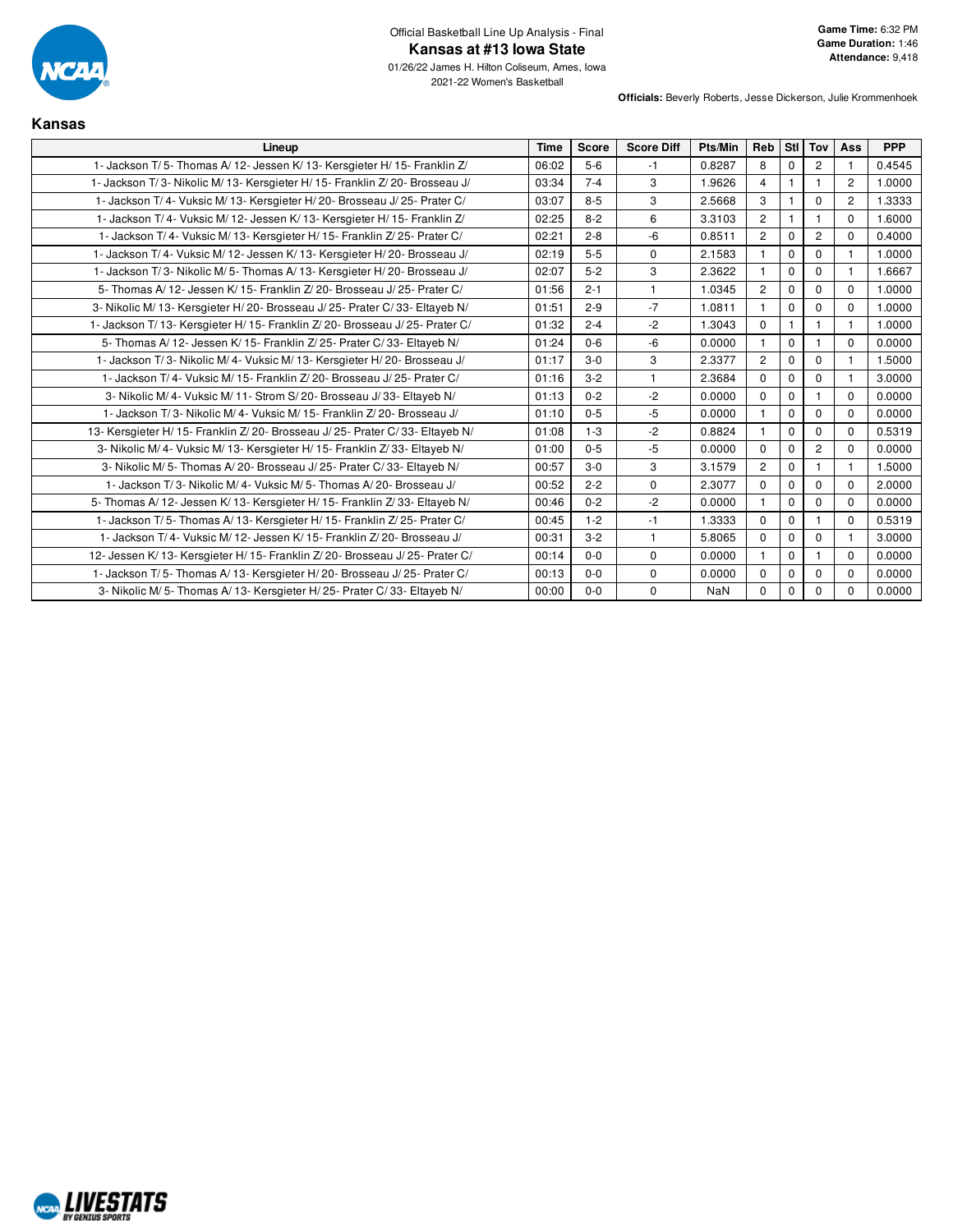Official Basketball Line Up Analysis - Final

# Kansas at #13 Iowa State

01/26/22 James H. Hilton Coliseum, Ames, Iowa
2021-22 Women's Basketball

**Game Time:** 6:32 PM
**Game Duration:** 1:46
**Attendance:** 9,418

**Officials:** Beverly Roberts, Jesse Dickerson, Julie Krommenhoek

## Kansas

| Lineup | Time | Score | Score Diff | Pts/Min | Reb | Stl | Tov | Ass | PPP |
|---|---|---|---|---|---|---|---|---|---|
| 1- Jackson T/ 5- Thomas A/ 12- Jessen K/ 13- Kersgieter H/ 15- Franklin Z/ | 06:02 | 5-6 | -1 | 0.8287 | 8 | 0 | 2 | 1 | 0.4545 |
| 1- Jackson T/ 3- Nikolic M/ 13- Kersgieter H/ 15- Franklin Z/ 20- Brosseau J/ | 03:34 | 7-4 | 3 | 1.9626 | 4 | 1 | 1 | 2 | 1.0000 |
| 1- Jackson T/ 4- Vuksic M/ 13- Kersgieter H/ 20- Brosseau J/ 25- Prater C/ | 03:07 | 8-5 | 3 | 2.5668 | 3 | 1 | 0 | 2 | 1.3333 |
| 1- Jackson T/ 4- Vuksic M/ 12- Jessen K/ 13- Kersgieter H/ 15- Franklin Z/ | 02:25 | 8-2 | 6 | 3.3103 | 2 | 1 | 1 | 0 | 1.6000 |
| 1- Jackson T/ 4- Vuksic M/ 13- Kersgieter H/ 15- Franklin Z/ 25- Prater C/ | 02:21 | 2-8 | -6 | 0.8511 | 2 | 0 | 2 | 0 | 0.4000 |
| 1- Jackson T/ 4- Vuksic M/ 12- Jessen K/ 13- Kersgieter H/ 20- Brosseau J/ | 02:19 | 5-5 | 0 | 2.1583 | 1 | 0 | 0 | 1 | 1.0000 |
| 1- Jackson T/ 3- Nikolic M/ 5- Thomas A/ 13- Kersgieter H/ 20- Brosseau J/ | 02:07 | 5-2 | 3 | 2.3622 | 1 | 0 | 0 | 1 | 1.6667 |
| 5- Thomas A/ 12- Jessen K/ 15- Franklin Z/ 20- Brosseau J/ 25- Prater C/ | 01:56 | 2-1 | 1 | 1.0345 | 2 | 0 | 0 | 0 | 1.0000 |
| 3- Nikolic M/ 13- Kersgieter H/ 20- Brosseau J/ 25- Prater C/ 33- Eltayeb N/ | 01:51 | 2-9 | -7 | 1.0811 | 1 | 0 | 0 | 0 | 1.0000 |
| 1- Jackson T/ 13- Kersgieter H/ 15- Franklin Z/ 20- Brosseau J/ 25- Prater C/ | 01:32 | 2-4 | -2 | 1.3043 | 0 | 1 | 1 | 1 | 1.0000 |
| 5- Thomas A/ 12- Jessen K/ 15- Franklin Z/ 25- Prater C/ 33- Eltayeb N/ | 01:24 | 0-6 | -6 | 0.0000 | 1 | 0 | 1 | 0 | 0.0000 |
| 1- Jackson T/ 3- Nikolic M/ 4- Vuksic M/ 13- Kersgieter H/ 20- Brosseau J/ | 01:17 | 3-0 | 3 | 2.3377 | 2 | 0 | 0 | 1 | 1.5000 |
| 1- Jackson T/ 4- Vuksic M/ 15- Franklin Z/ 20- Brosseau J/ 25- Prater C/ | 01:16 | 3-2 | 1 | 2.3684 | 0 | 0 | 0 | 1 | 3.0000 |
| 3- Nikolic M/ 4- Vuksic M/ 11- Strom S/ 20- Brosseau J/ 33- Eltayeb N/ | 01:13 | 0-2 | -2 | 0.0000 | 0 | 0 | 1 | 0 | 0.0000 |
| 1- Jackson T/ 3- Nikolic M/ 4- Vuksic M/ 15- Franklin Z/ 20- Brosseau J/ | 01:10 | 0-5 | -5 | 0.0000 | 1 | 0 | 0 | 0 | 0.0000 |
| 13- Kersgieter H/ 15- Franklin Z/ 20- Brosseau J/ 25- Prater C/ 33- Eltayeb N/ | 01:08 | 1-3 | -2 | 0.8824 | 1 | 0 | 0 | 0 | 0.5319 |
| 3- Nikolic M/ 4- Vuksic M/ 13- Kersgieter H/ 15- Franklin Z/ 33- Eltayeb N/ | 01:00 | 0-5 | -5 | 0.0000 | 0 | 0 | 2 | 0 | 0.0000 |
| 3- Nikolic M/ 5- Thomas A/ 20- Brosseau J/ 25- Prater C/ 33- Eltayeb N/ | 00:57 | 3-0 | 3 | 3.1579 | 2 | 0 | 1 | 1 | 1.5000 |
| 1- Jackson T/ 3- Nikolic M/ 4- Vuksic M/ 5- Thomas A/ 20- Brosseau J/ | 00:52 | 2-2 | 0 | 2.3077 | 0 | 0 | 0 | 0 | 2.0000 |
| 5- Thomas A/ 12- Jessen K/ 13- Kersgieter H/ 15- Franklin Z/ 33- Eltayeb N/ | 00:46 | 0-2 | -2 | 0.0000 | 1 | 0 | 0 | 0 | 0.0000 |
| 1- Jackson T/ 5- Thomas A/ 13- Kersgieter H/ 15- Franklin Z/ 25- Prater C/ | 00:45 | 1-2 | -1 | 1.3333 | 0 | 0 | 1 | 0 | 0.5319 |
| 1- Jackson T/ 4- Vuksic M/ 12- Jessen K/ 15- Franklin Z/ 20- Brosseau J/ | 00:31 | 3-2 | 1 | 5.8065 | 0 | 0 | 0 | 1 | 3.0000 |
| 12- Jessen K/ 13- Kersgieter H/ 15- Franklin Z/ 20- Brosseau J/ 25- Prater C/ | 00:14 | 0-0 | 0 | 0.0000 | 1 | 0 | 1 | 0 | 0.0000 |
| 1- Jackson T/ 5- Thomas A/ 13- Kersgieter H/ 20- Brosseau J/ 25- Prater C/ | 00:13 | 0-0 | 0 | 0.0000 | 0 | 0 | 0 | 0 | 0.0000 |
| 3- Nikolic M/ 5- Thomas A/ 13- Kersgieter H/ 25- Prater C/ 33- Eltayeb N/ | 00:00 | 0-0 | 0 | NaN | 0 | 0 | 0 | 0 | 0.0000 |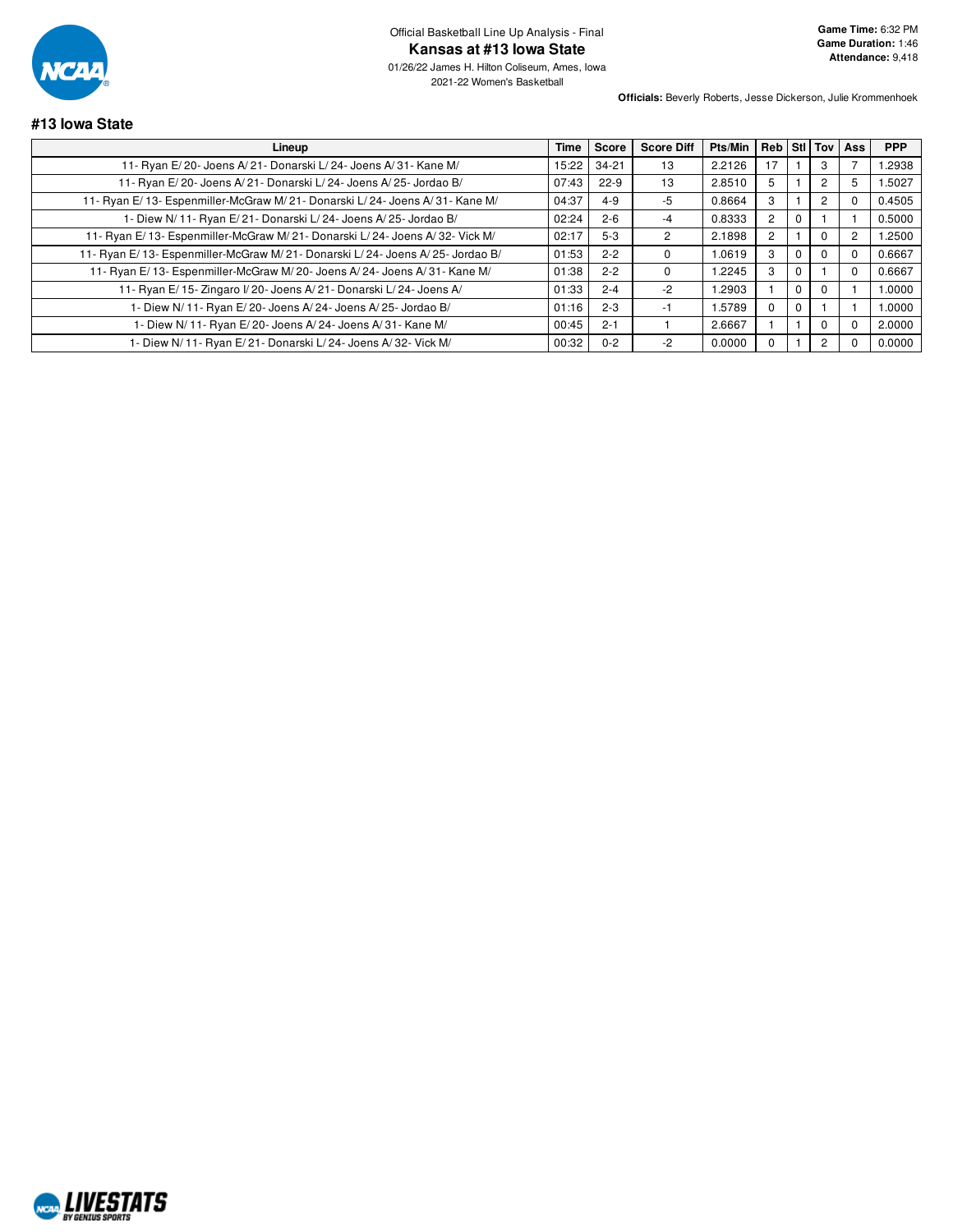Official Basketball Line Up Analysis - Final

# Kansas at #13 Iowa State

01/26/22 James H. Hilton Coliseum, Ames, Iowa

2021-22 Women's Basketball

**Game Time:** 6:32 PM
**Game Duration:** 1:46
**Attendance:** 9,418

**Officials:** Beverly Roberts, Jesse Dickerson, Julie Krommenhoek

## #13 Iowa State

| Lineup | Time | Score | Score Diff | Pts/Min | Reb | Stl | Tov | Ass | PPP |
|---|---|---|---|---|---|---|---|---|---|
| 11- Ryan E/ 20- Joens A/ 21- Donarski L/ 24- Joens A/ 31- Kane M/ | 15:22 | 34-21 | 13 | 2.2126 | 17 | 1 | 3 | 7 | 1.2938 |
| 11- Ryan E/ 20- Joens A/ 21- Donarski L/ 24- Joens A/ 25- Jordao B/ | 07:43 | 22-9 | 13 | 2.8510 | 5 | 1 | 2 | 5 | 1.5027 |
| 11- Ryan E/ 13- Espenmiller-McGraw M/ 21- Donarski L/ 24- Joens A/ 31- Kane M/ | 04:37 | 4-9 | -5 | 0.8664 | 3 | 1 | 2 | 0 | 0.4505 |
| 1- Diew N/ 11- Ryan E/ 21- Donarski L/ 24- Joens A/ 25- Jordao B/ | 02:24 | 2-6 | -4 | 0.8333 | 2 | 0 | 1 | 1 | 0.5000 |
| 11- Ryan E/ 13- Espenmiller-McGraw M/ 21- Donarski L/ 24- Joens A/ 32- Vick M/ | 02:17 | 5-3 | 2 | 2.1898 | 2 | 1 | 0 | 2 | 1.2500 |
| 11- Ryan E/ 13- Espenmiller-McGraw M/ 21- Donarski L/ 24- Joens A/ 25- Jordao B/ | 01:53 | 2-2 | 0 | 1.0619 | 3 | 0 | 0 | 0 | 0.6667 |
| 11- Ryan E/ 13- Espenmiller-McGraw M/ 20- Joens A/ 24- Joens A/ 31- Kane M/ | 01:38 | 2-2 | 0 | 1.2245 | 3 | 0 | 1 | 0 | 0.6667 |
| 11- Ryan E/ 15- Zingaro I/ 20- Joens A/ 21- Donarski L/ 24- Joens A/ | 01:33 | 2-4 | -2 | 1.2903 | 1 | 0 | 0 | 1 | 1.0000 |
| 1- Diew N/ 11- Ryan E/ 20- Joens A/ 24- Joens A/ 25- Jordao B/ | 01:16 | 2-3 | -1 | 1.5789 | 0 | 0 | 1 | 1 | 1.0000 |
| 1- Diew N/ 11- Ryan E/ 20- Joens A/ 24- Joens A/ 31- Kane M/ | 00:45 | 2-1 | 1 | 2.6667 | 1 | 1 | 0 | 0 | 2.0000 |
| 1- Diew N/ 11- Ryan E/ 21- Donarski L/ 24- Joens A/ 32- Vick M/ | 00:32 | 0-2 | -2 | 0.0000 | 0 | 1 | 2 | 0 | 0.0000 |